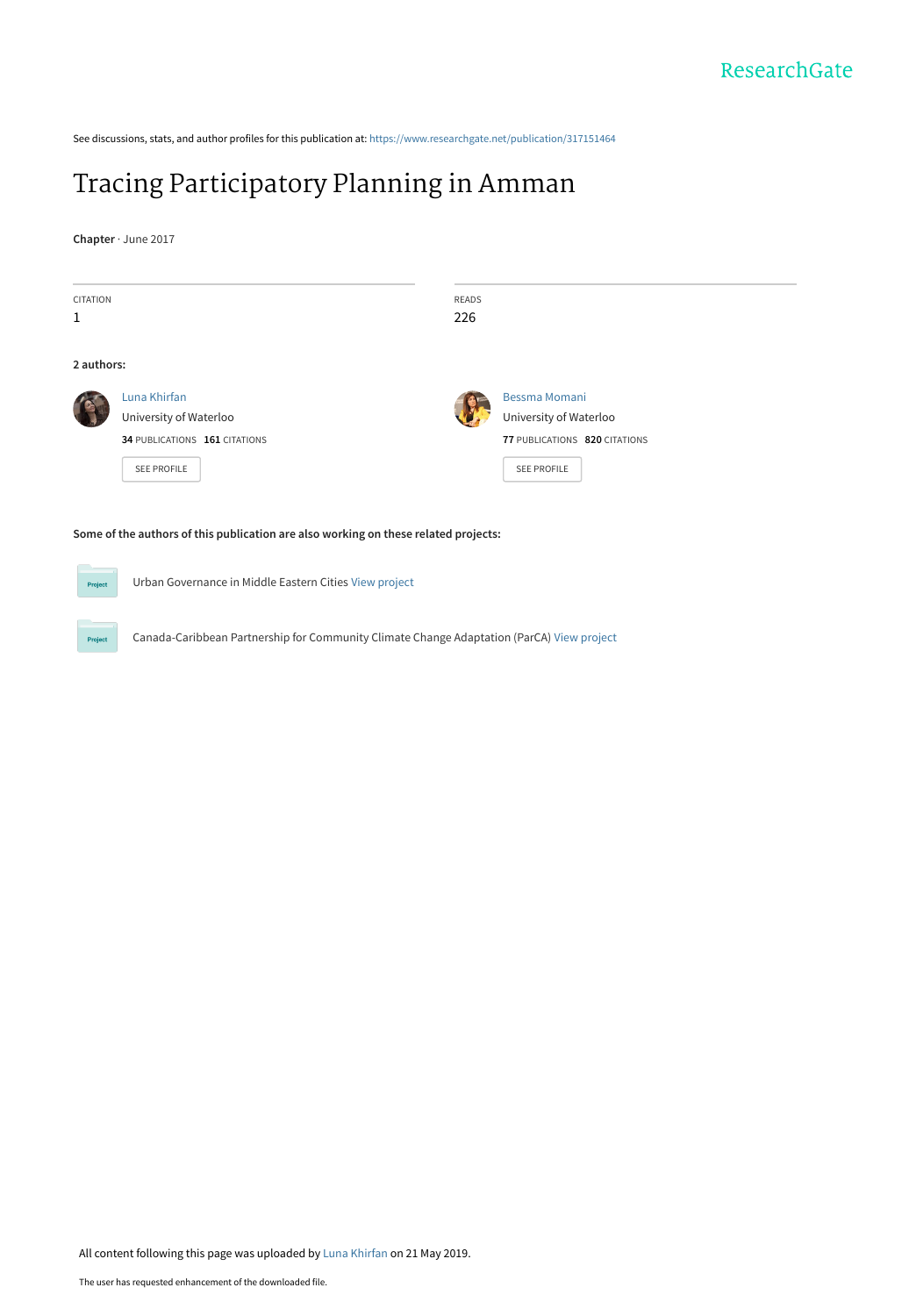See discussions, stats, and author profiles for this publication at: https://www.researchgate.net/publication/317151464

# Tracing Participatory Planning in Amman

**Chapter** · June 2017

CITATION
1

READS
226

**2 authors:**

Luna Khirfan
University of Waterloo
**34** PUBLICATIONS **161** CITATIONS

SEE PROFILE

Bessma Momani
University of Waterloo
**77** PUBLICATIONS **820** CITATIONS

SEE PROFILE

**Some of the authors of this publication are also working on these related projects:**

Urban Governance in Middle Eastern Cities View project

Canada-Caribbean Partnership for Community Climate Change Adaptation (ParCA) View project

All content following this page was uploaded by Luna Khirfan on 21 May 2019.

The user has requested enhancement of the downloaded file.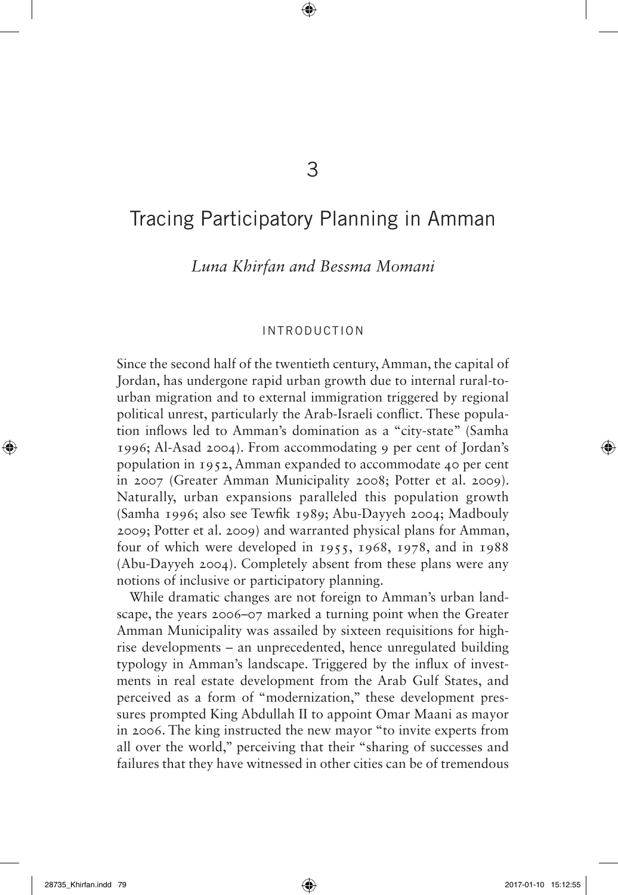# 3

# Tracing Participatory Planning in Amman

*Luna Khirfan and Bessma Momani*

## INTRODUCTION

Since the second half of the twentieth century, Amman, the capital of Jordan, has undergone rapid urban growth due to internal rural-to-urban migration and to external immigration triggered by regional political unrest, particularly the Arab-Israeli conflict. These population inflows led to Amman's domination as a "city-state" (Samha 1996; Al-Asad 2004). From accommodating 9 per cent of Jordan's population in 1952, Amman expanded to accommodate 40 per cent in 2007 (Greater Amman Municipality 2008; Potter et al. 2009). Naturally, urban expansions paralleled this population growth (Samha 1996; also see Tewfik 1989; Abu-Dayyeh 2004; Madbouly 2009; Potter et al. 2009) and warranted physical plans for Amman, four of which were developed in 1955, 1968, 1978, and in 1988 (Abu-Dayyeh 2004). Completely absent from these plans were any notions of inclusive or participatory planning.

While dramatic changes are not foreign to Amman's urban landscape, the years 2006–07 marked a turning point when the Greater Amman Municipality was assailed by sixteen requisitions for high-rise developments – an unprecedented, hence unregulated building typology in Amman's landscape. Triggered by the influx of investments in real estate development from the Arab Gulf States, and perceived as a form of "modernization," these development pressures prompted King Abdullah II to appoint Omar Maani as mayor in 2006. The king instructed the new mayor "to invite experts from all over the world," perceiving that their "sharing of successes and failures that they have witnessed in other cities can be of tremendous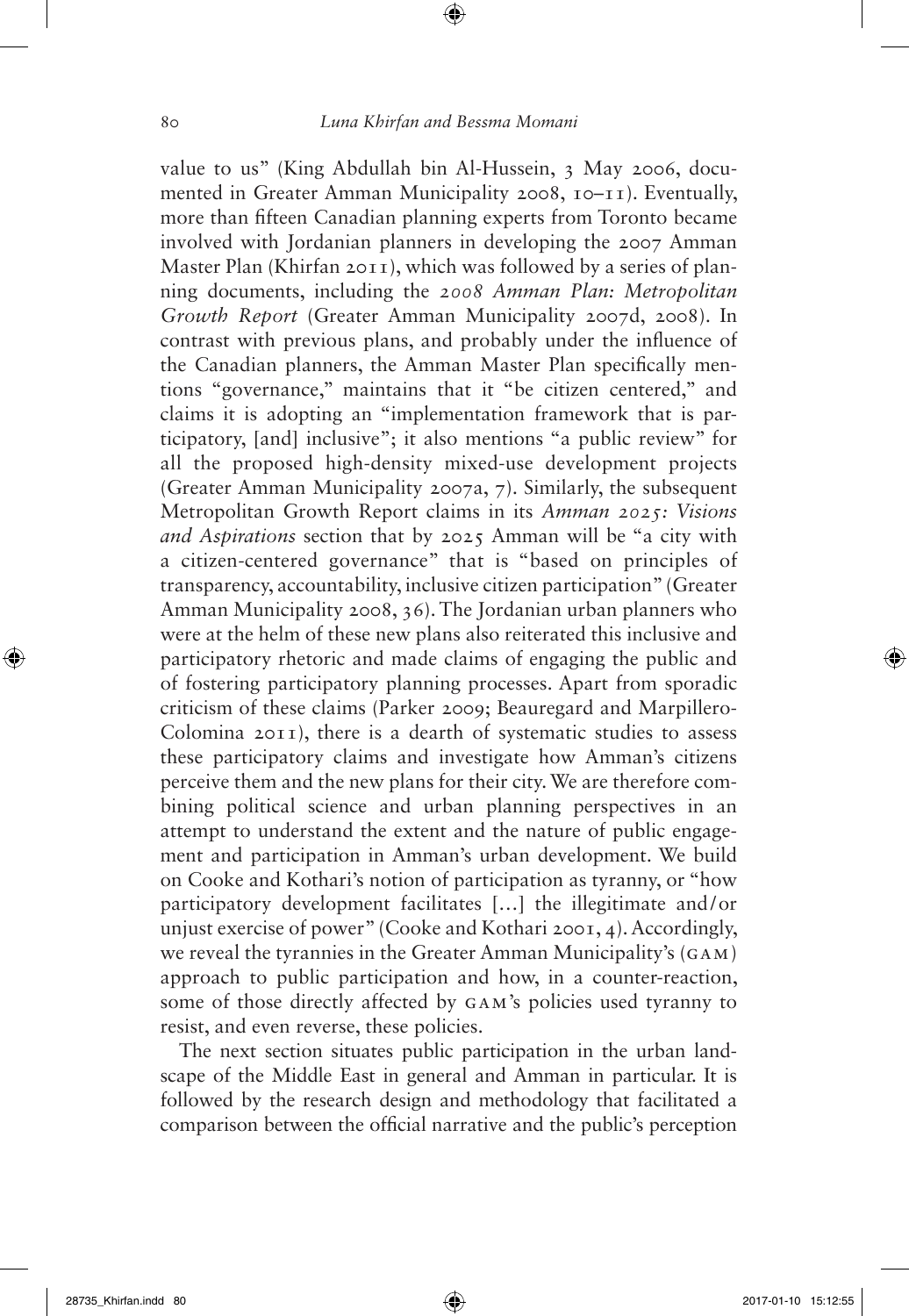value to us" (King Abdullah bin Al-Hussein, 3 May 2006, documented in Greater Amman Municipality 2008, 10–11). Eventually, more than fifteen Canadian planning experts from Toronto became involved with Jordanian planners in developing the 2007 Amman Master Plan (Khirfan 2011), which was followed by a series of planning documents, including the *2008 Amman Plan: Metropolitan Growth Report* (Greater Amman Municipality 2007d, 2008). In contrast with previous plans, and probably under the influence of the Canadian planners, the Amman Master Plan specifically mentions "governance," maintains that it "be citizen centered," and claims it is adopting an "implementation framework that is participatory, [and] inclusive"; it also mentions "a public review" for all the proposed high-density mixed-use development projects (Greater Amman Municipality 2007a, 7). Similarly, the subsequent Metropolitan Growth Report claims in its *Amman 2025: Visions and Aspirations* section that by 2025 Amman will be "a city with a citizen-centered governance" that is "based on principles of transparency, accountability, inclusive citizen participation" (Greater Amman Municipality 2008, 36). The Jordanian urban planners who were at the helm of these new plans also reiterated this inclusive and participatory rhetoric and made claims of engaging the public and of fostering participatory planning processes. Apart from sporadic criticism of these claims (Parker 2009; Beauregard and Marpillero-Colomina 2011), there is a dearth of systematic studies to assess these participatory claims and investigate how Amman's citizens perceive them and the new plans for their city. We are therefore combining political science and urban planning perspectives in an attempt to understand the extent and the nature of public engagement and participation in Amman's urban development. We build on Cooke and Kothari's notion of participation as tyranny, or "how participatory development facilitates […] the illegitimate and/or unjust exercise of power" (Cooke and Kothari 2001, 4). Accordingly, we reveal the tyrannies in the Greater Amman Municipality's (GAM) approach to public participation and how, in a counter-reaction, some of those directly affected by GAM's policies used tyranny to resist, and even reverse, these policies.

The next section situates public participation in the urban landscape of the Middle East in general and Amman in particular. It is followed by the research design and methodology that facilitated a comparison between the official narrative and the public's perception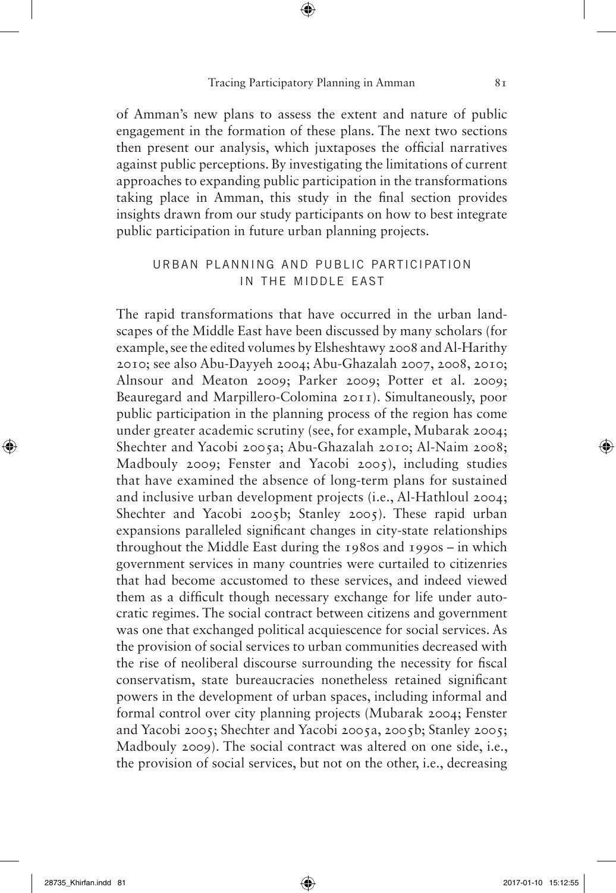of Amman's new plans to assess the extent and nature of public engagement in the formation of these plans. The next two sections then present our analysis, which juxtaposes the official narratives against public perceptions. By investigating the limitations of current approaches to expanding public participation in the transformations taking place in Amman, this study in the final section provides insights drawn from our study participants on how to best integrate public participation in future urban planning projects.

## URBAN PLANNING AND PUBLIC PARTICIPATION IN THE MIDDLE EAST

The rapid transformations that have occurred in the urban landscapes of the Middle East have been discussed by many scholars (for example, see the edited volumes by Elsheshtawy 2008 and Al-Harithy 2010; see also Abu-Dayyeh 2004; Abu-Ghazalah 2007, 2008, 2010; Alnsour and Meaton 2009; Parker 2009; Potter et al. 2009; Beauregard and Marpillero-Colomina 2011). Simultaneously, poor public participation in the planning process of the region has come under greater academic scrutiny (see, for example, Mubarak 2004; Shechter and Yacobi 2005a; Abu-Ghazalah 2010; Al-Naim 2008; Madbouly 2009; Fenster and Yacobi 2005), including studies that have examined the absence of long-term plans for sustained and inclusive urban development projects (i.e., Al-Hathloul 2004; Shechter and Yacobi 2005b; Stanley 2005). These rapid urban expansions paralleled significant changes in city-state relationships throughout the Middle East during the 1980s and 1990s – in which government services in many countries were curtailed to citizenries that had become accustomed to these services, and indeed viewed them as a difficult though necessary exchange for life under autocratic regimes. The social contract between citizens and government was one that exchanged political acquiescence for social services. As the provision of social services to urban communities decreased with the rise of neoliberal discourse surrounding the necessity for fiscal conservatism, state bureaucracies nonetheless retained significant powers in the development of urban spaces, including informal and formal control over city planning projects (Mubarak 2004; Fenster and Yacobi 2005; Shechter and Yacobi 2005a, 2005b; Stanley 2005; Madbouly 2009). The social contract was altered on one side, i.e., the provision of social services, but not on the other, i.e., decreasing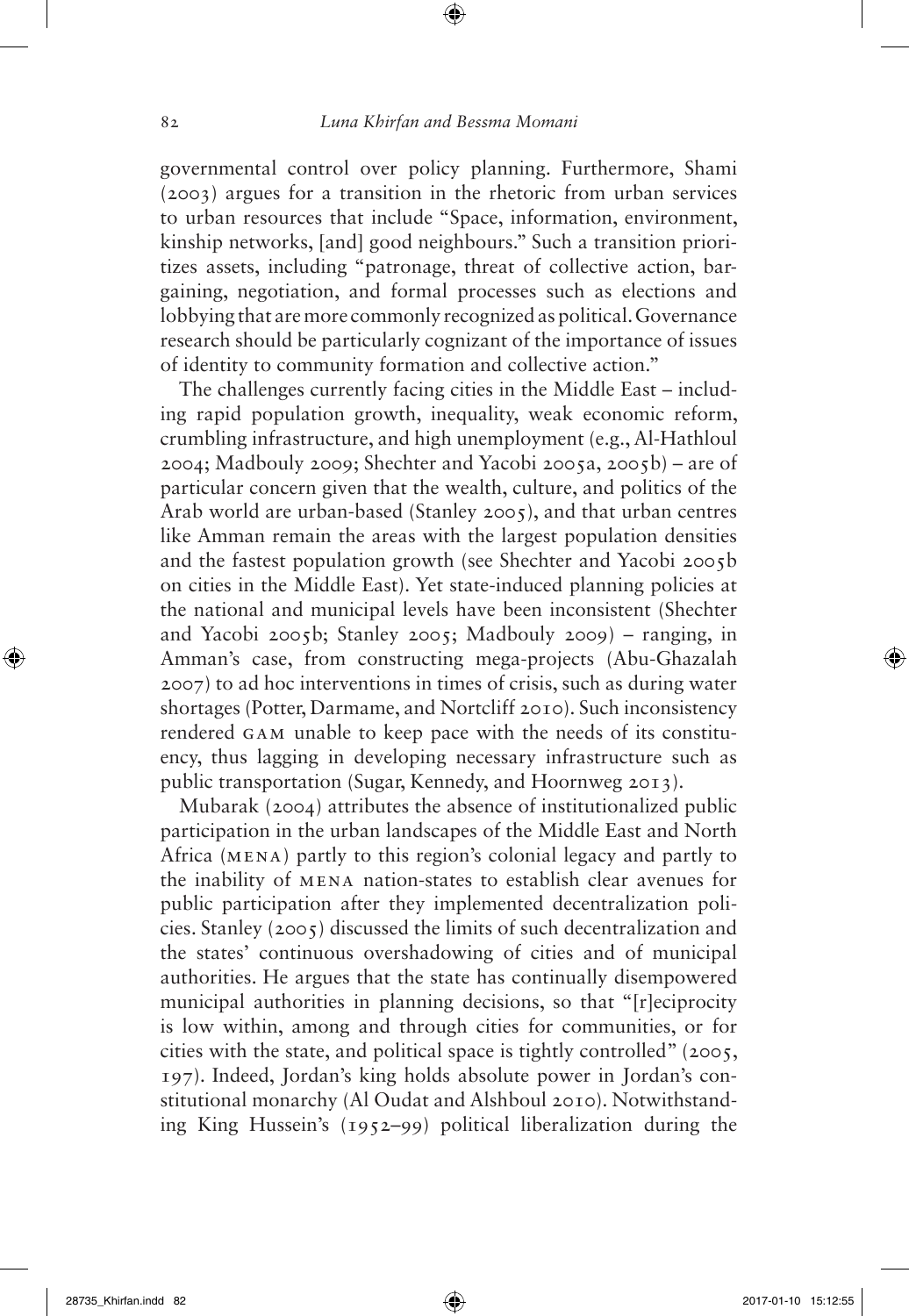governmental control over policy planning. Furthermore, Shami (2003) argues for a transition in the rhetoric from urban services to urban resources that include "Space, information, environment, kinship networks, [and] good neighbours." Such a transition prioritizes assets, including "patronage, threat of collective action, bargaining, negotiation, and formal processes such as elections and lobbying that are more commonly recognized as political. Governance research should be particularly cognizant of the importance of issues of identity to community formation and collective action."

The challenges currently facing cities in the Middle East – including rapid population growth, inequality, weak economic reform, crumbling infrastructure, and high unemployment (e.g., Al-Hathloul 2004; Madbouly 2009; Shechter and Yacobi 2005a, 2005b) – are of particular concern given that the wealth, culture, and politics of the Arab world are urban-based (Stanley 2005), and that urban centres like Amman remain the areas with the largest population densities and the fastest population growth (see Shechter and Yacobi 2005b on cities in the Middle East). Yet state-induced planning policies at the national and municipal levels have been inconsistent (Shechter and Yacobi 2005b; Stanley 2005; Madbouly 2009) – ranging, in Amman's case, from constructing mega-projects (Abu-Ghazalah 2007) to ad hoc interventions in times of crisis, such as during water shortages (Potter, Darmame, and Nortcliff 2010). Such inconsistency rendered GAM unable to keep pace with the needs of its constituency, thus lagging in developing necessary infrastructure such as public transportation (Sugar, Kennedy, and Hoornweg 2013).

Mubarak (2004) attributes the absence of institutionalized public participation in the urban landscapes of the Middle East and North Africa (MENA) partly to this region's colonial legacy and partly to the inability of MENA nation-states to establish clear avenues for public participation after they implemented decentralization policies. Stanley (2005) discussed the limits of such decentralization and the states' continuous overshadowing of cities and of municipal authorities. He argues that the state has continually disempowered municipal authorities in planning decisions, so that "[r]eciprocity is low within, among and through cities for communities, or for cities with the state, and political space is tightly controlled" (2005, 197). Indeed, Jordan's king holds absolute power in Jordan's constitutional monarchy (Al Oudat and Alshboul 2010). Notwithstanding King Hussein's (1952–99) political liberalization during the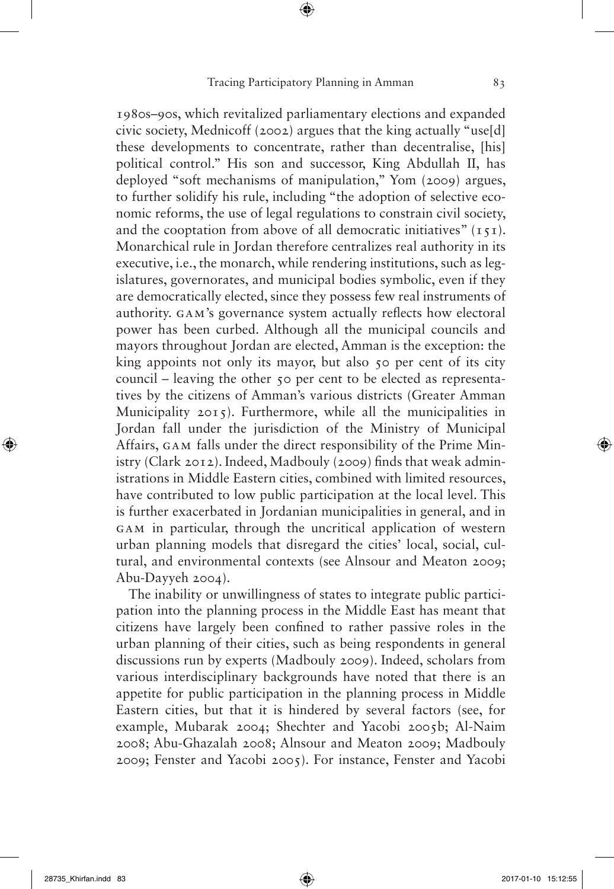1980s–90s, which revitalized parliamentary elections and expanded civic society, Mednicoff (2002) argues that the king actually "use[d] these developments to concentrate, rather than decentralise, [his] political control." His son and successor, King Abdullah II, has deployed "soft mechanisms of manipulation," Yom (2009) argues, to further solidify his rule, including "the adoption of selective economic reforms, the use of legal regulations to constrain civil society, and the cooptation from above of all democratic initiatives" (151). Monarchical rule in Jordan therefore centralizes real authority in its executive, i.e., the monarch, while rendering institutions, such as legislatures, governorates, and municipal bodies symbolic, even if they are democratically elected, since they possess few real instruments of authority. GAM's governance system actually reflects how electoral power has been curbed. Although all the municipal councils and mayors throughout Jordan are elected, Amman is the exception: the king appoints not only its mayor, but also 50 per cent of its city council – leaving the other 50 per cent to be elected as representatives by the citizens of Amman's various districts (Greater Amman Municipality 2015). Furthermore, while all the municipalities in Jordan fall under the jurisdiction of the Ministry of Municipal Affairs, GAM falls under the direct responsibility of the Prime Ministry (Clark 2012). Indeed, Madbouly (2009) finds that weak administrations in Middle Eastern cities, combined with limited resources, have contributed to low public participation at the local level. This is further exacerbated in Jordanian municipalities in general, and in GAM in particular, through the uncritical application of western urban planning models that disregard the cities' local, social, cultural, and environmental contexts (see Alsnour and Meaton 2009; Abu-Dayyeh 2004).

The inability or unwillingness of states to integrate public participation into the planning process in the Middle East has meant that citizens have largely been confined to rather passive roles in the urban planning of their cities, such as being respondents in general discussions run by experts (Madbouly 2009). Indeed, scholars from various interdisciplinary backgrounds have noted that there is an appetite for public participation in the planning process in Middle Eastern cities, but that it is hindered by several factors (see, for example, Mubarak 2004; Shechter and Yacobi 2005b; Al-Naim 2008; Abu-Ghazalah 2008; Alsnour and Meaton 2009; Madbouly 2009; Fenster and Yacobi 2005). For instance, Fenster and Yacobi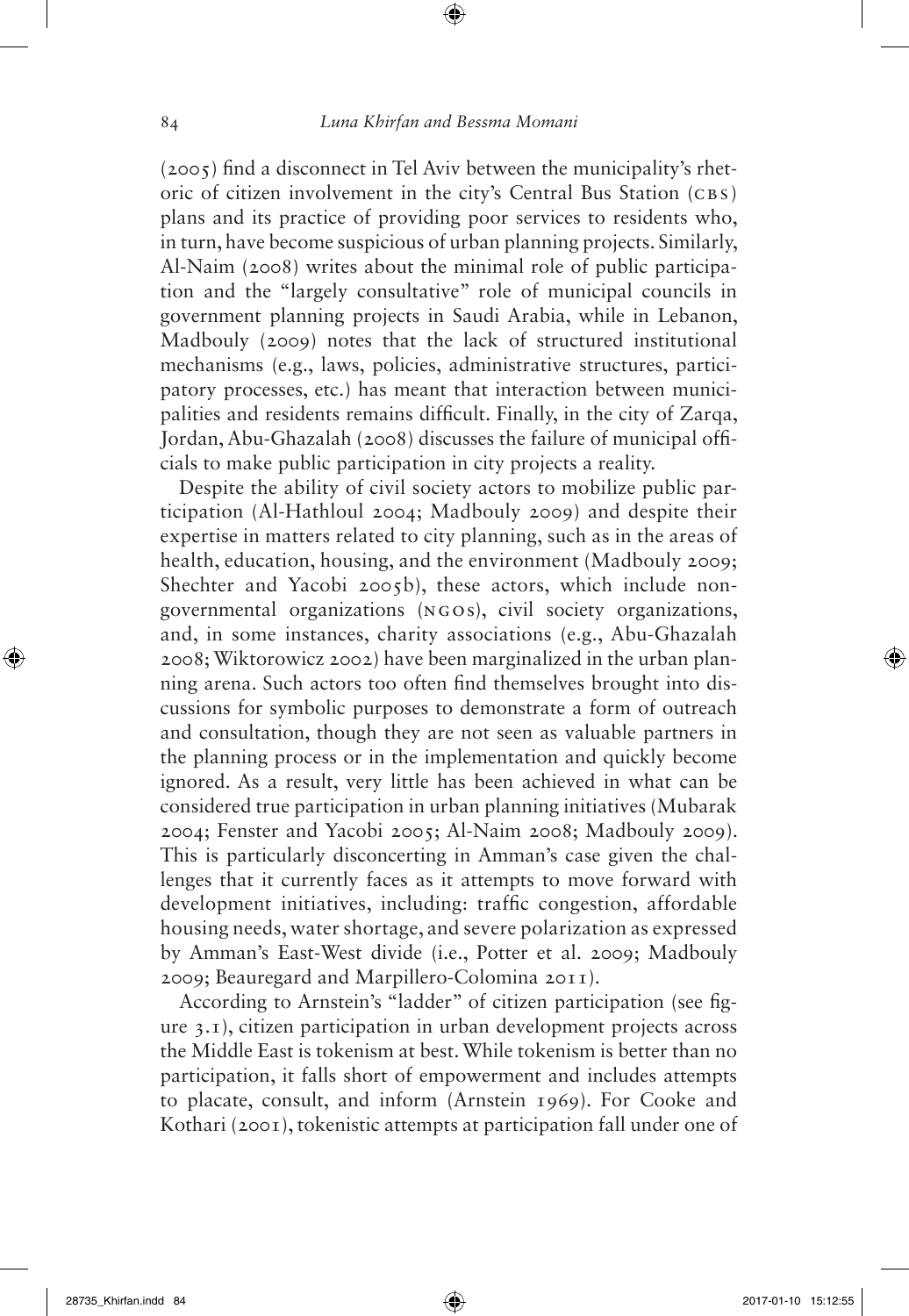(2005) find a disconnect in Tel Aviv between the municipality's rhetoric of citizen involvement in the city's Central Bus Station (CBS) plans and its practice of providing poor services to residents who, in turn, have become suspicious of urban planning projects. Similarly, Al-Naim (2008) writes about the minimal role of public participation and the "largely consultative" role of municipal councils in government planning projects in Saudi Arabia, while in Lebanon, Madbouly (2009) notes that the lack of structured institutional mechanisms (e.g., laws, policies, administrative structures, participatory processes, etc.) has meant that interaction between municipalities and residents remains difficult. Finally, in the city of Zarqa, Jordan, Abu-Ghazalah (2008) discusses the failure of municipal officials to make public participation in city projects a reality.

Despite the ability of civil society actors to mobilize public participation (Al-Hathloul 2004; Madbouly 2009) and despite their expertise in matters related to city planning, such as in the areas of health, education, housing, and the environment (Madbouly 2009; Shechter and Yacobi 2005b), these actors, which include non-governmental organizations (NGOs), civil society organizations, and, in some instances, charity associations (e.g., Abu-Ghazalah 2008; Wiktorowicz 2002) have been marginalized in the urban planning arena. Such actors too often find themselves brought into discussions for symbolic purposes to demonstrate a form of outreach and consultation, though they are not seen as valuable partners in the planning process or in the implementation and quickly become ignored. As a result, very little has been achieved in what can be considered true participation in urban planning initiatives (Mubarak 2004; Fenster and Yacobi 2005; Al-Naim 2008; Madbouly 2009). This is particularly disconcerting in Amman's case given the challenges that it currently faces as it attempts to move forward with development initiatives, including: traffic congestion, affordable housing needs, water shortage, and severe polarization as expressed by Amman's East-West divide (i.e., Potter et al. 2009; Madbouly 2009; Beauregard and Marpillero-Colomina 2011).

According to Arnstein's "ladder" of citizen participation (see figure 3.1), citizen participation in urban development projects across the Middle East is tokenism at best. While tokenism is better than no participation, it falls short of empowerment and includes attempts to placate, consult, and inform (Arnstein 1969). For Cooke and Kothari (2001), tokenistic attempts at participation fall under one of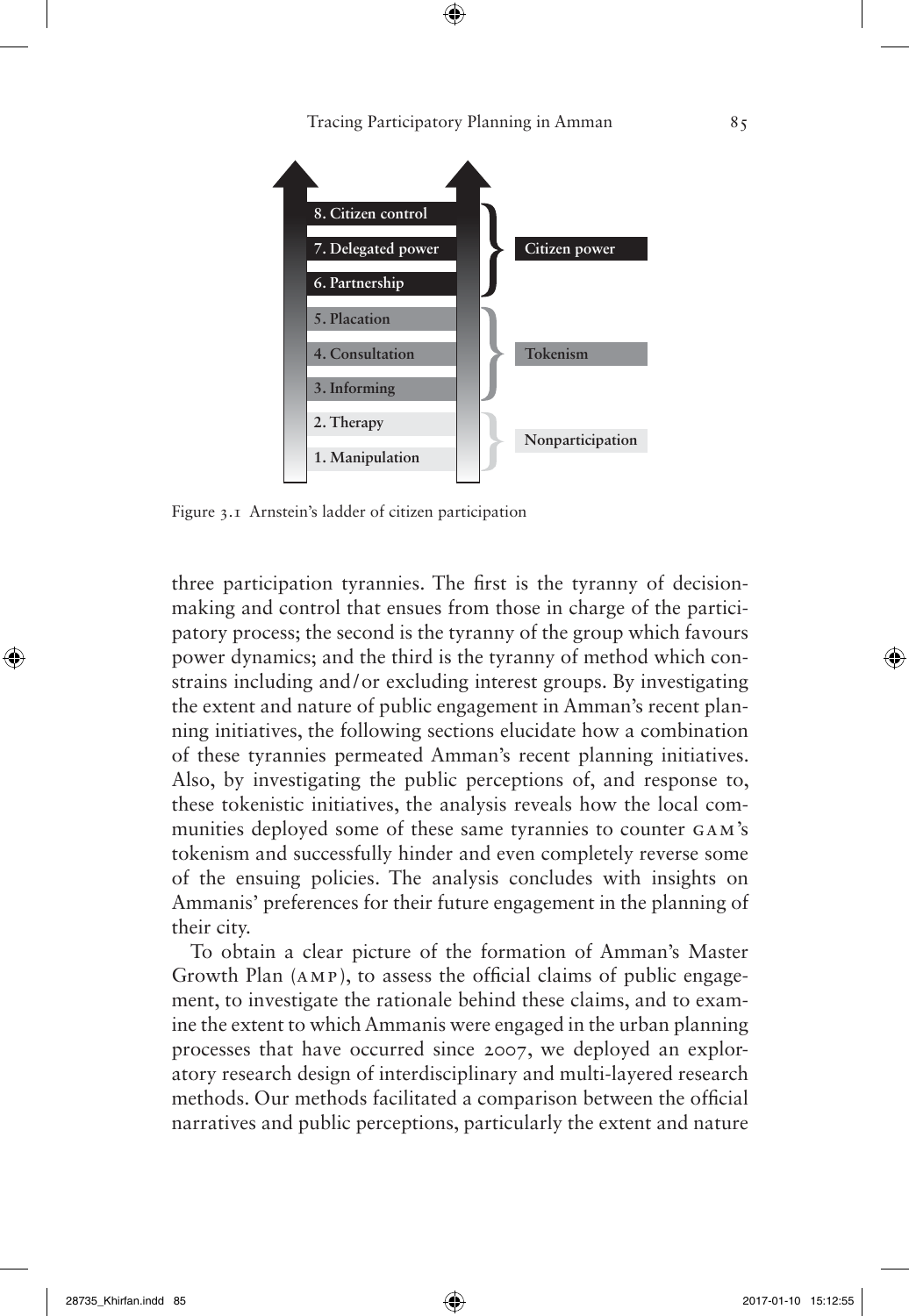| Rung | Category |
|---|---|
| 8. Citizen control | Citizen power |
| 7. Delegated power | Citizen power |
| 6. Partnership | Citizen power |
| 5. Placation | Tokenism |
| 4. Consultation | Tokenism |
| 3. Informing | Tokenism |
| 2. Therapy | Nonparticipation |
| 1. Manipulation | Nonparticipation |

Figure 3.1 Arnstein's ladder of citizen participation

three participation tyrannies. The first is the tyranny of decision-making and control that ensues from those in charge of the participatory process; the second is the tyranny of the group which favours power dynamics; and the third is the tyranny of method which constrains including and/or excluding interest groups. By investigating the extent and nature of public engagement in Amman's recent planning initiatives, the following sections elucidate how a combination of these tyrannies permeated Amman's recent planning initiatives. Also, by investigating the public perceptions of, and response to, these tokenistic initiatives, the analysis reveals how the local communities deployed some of these same tyrannies to counter GAM's tokenism and successfully hinder and even completely reverse some of the ensuing policies. The analysis concludes with insights on Ammanis' preferences for their future engagement in the planning of their city.

To obtain a clear picture of the formation of Amman's Master Growth Plan (AMP), to assess the official claims of public engagement, to investigate the rationale behind these claims, and to examine the extent to which Ammanis were engaged in the urban planning processes that have occurred since 2007, we deployed an exploratory research design of interdisciplinary and multi-layered research methods. Our methods facilitated a comparison between the official narratives and public perceptions, particularly the extent and nature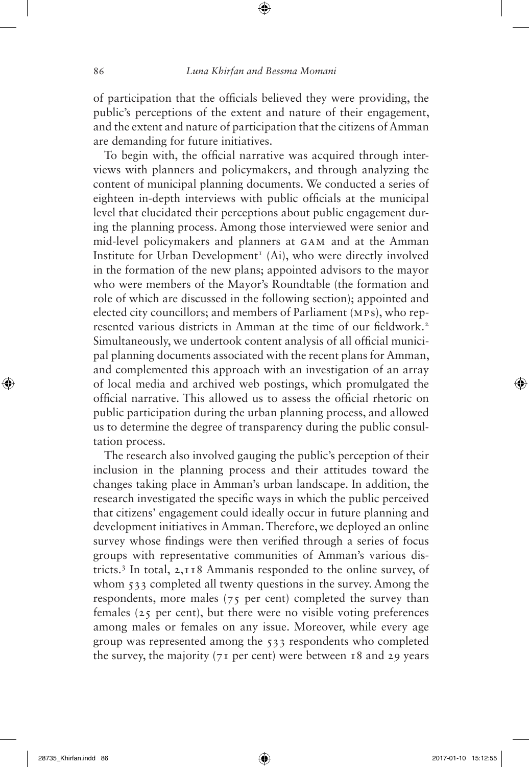of participation that the officials believed they were providing, the public's perceptions of the extent and nature of their engagement, and the extent and nature of participation that the citizens of Amman are demanding for future initiatives.

To begin with, the official narrative was acquired through interviews with planners and policymakers, and through analyzing the content of municipal planning documents. We conducted a series of eighteen in-depth interviews with public officials at the municipal level that elucidated their perceptions about public engagement during the planning process. Among those interviewed were senior and mid-level policymakers and planners at GAM and at the Amman Institute for Urban Development[1] (Ai), who were directly involved in the formation of the new plans; appointed advisors to the mayor who were members of the Mayor's Roundtable (the formation and role of which are discussed in the following section); appointed and elected city councillors; and members of Parliament (MPs), who represented various districts in Amman at the time of our fieldwork.[2] Simultaneously, we undertook content analysis of all official municipal planning documents associated with the recent plans for Amman, and complemented this approach with an investigation of an array of local media and archived web postings, which promulgated the official narrative. This allowed us to assess the official rhetoric on public participation during the urban planning process, and allowed us to determine the degree of transparency during the public consultation process.

The research also involved gauging the public's perception of their inclusion in the planning process and their attitudes toward the changes taking place in Amman's urban landscape. In addition, the research investigated the specific ways in which the public perceived that citizens' engagement could ideally occur in future planning and development initiatives in Amman. Therefore, we deployed an online survey whose findings were then verified through a series of focus groups with representative communities of Amman's various districts.[3] In total, 2,118 Ammanis responded to the online survey, of whom 533 completed all twenty questions in the survey. Among the respondents, more males (75 per cent) completed the survey than females (25 per cent), but there were no visible voting preferences among males or females on any issue. Moreover, while every age group was represented among the 533 respondents who completed the survey, the majority (71 per cent) were between 18 and 29 years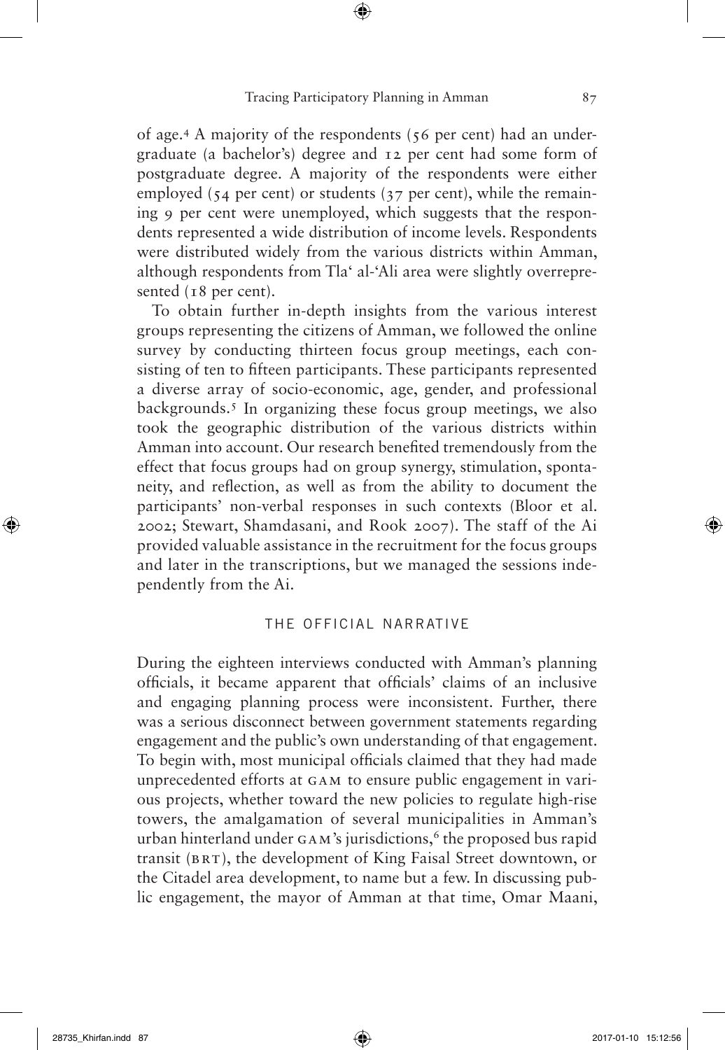of age.[4] A majority of the respondents (56 per cent) had an undergraduate (a bachelor's) degree and 12 per cent had some form of postgraduate degree. A majority of the respondents were either employed (54 per cent) or students (37 per cent), while the remaining 9 per cent were unemployed, which suggests that the respondents represented a wide distribution of income levels. Respondents were distributed widely from the various districts within Amman, although respondents from Tla' al-'Ali area were slightly overrepresented (18 per cent).

To obtain further in-depth insights from the various interest groups representing the citizens of Amman, we followed the online survey by conducting thirteen focus group meetings, each consisting of ten to fifteen participants. These participants represented a diverse array of socio-economic, age, gender, and professional backgrounds.[5] In organizing these focus group meetings, we also took the geographic distribution of the various districts within Amman into account. Our research benefited tremendously from the effect that focus groups had on group synergy, stimulation, spontaneity, and reflection, as well as from the ability to document the participants' non-verbal responses in such contexts (Bloor et al. 2002; Stewart, Shamdasani, and Rook 2007). The staff of the Ai provided valuable assistance in the recruitment for the focus groups and later in the transcriptions, but we managed the sessions independently from the Ai.

## THE OFFICIAL NARRATIVE

During the eighteen interviews conducted with Amman's planning officials, it became apparent that officials' claims of an inclusive and engaging planning process were inconsistent. Further, there was a serious disconnect between government statements regarding engagement and the public's own understanding of that engagement. To begin with, most municipal officials claimed that they had made unprecedented efforts at GAM to ensure public engagement in various projects, whether toward the new policies to regulate high-rise towers, the amalgamation of several municipalities in Amman's urban hinterland under GAM's jurisdictions,[6] the proposed bus rapid transit (BRT), the development of King Faisal Street downtown, or the Citadel area development, to name but a few. In discussing public engagement, the mayor of Amman at that time, Omar Maani,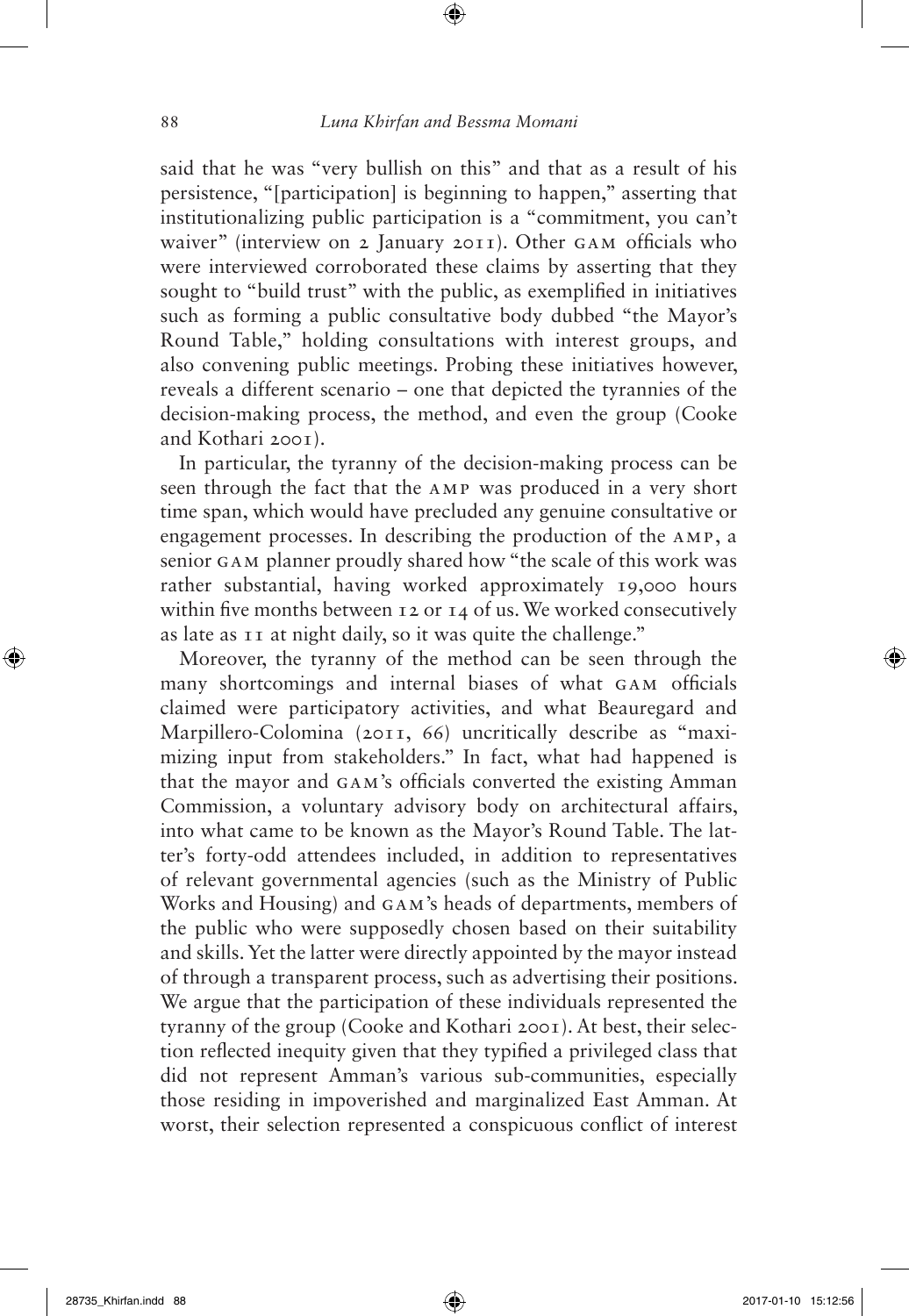said that he was "very bullish on this" and that as a result of his persistence, "[participation] is beginning to happen," asserting that institutionalizing public participation is a "commitment, you can't waiver" (interview on 2 January 2011). Other GAM officials who were interviewed corroborated these claims by asserting that they sought to "build trust" with the public, as exemplified in initiatives such as forming a public consultative body dubbed "the Mayor's Round Table," holding consultations with interest groups, and also convening public meetings. Probing these initiatives however, reveals a different scenario – one that depicted the tyrannies of the decision-making process, the method, and even the group (Cooke and Kothari 2001).

In particular, the tyranny of the decision-making process can be seen through the fact that the AMP was produced in a very short time span, which would have precluded any genuine consultative or engagement processes. In describing the production of the AMP, a senior GAM planner proudly shared how "the scale of this work was rather substantial, having worked approximately 19,000 hours within five months between 12 or 14 of us. We worked consecutively as late as 11 at night daily, so it was quite the challenge."

Moreover, the tyranny of the method can be seen through the many shortcomings and internal biases of what GAM officials claimed were participatory activities, and what Beauregard and Marpillero-Colomina (2011, 66) uncritically describe as "maximizing input from stakeholders." In fact, what had happened is that the mayor and GAM's officials converted the existing Amman Commission, a voluntary advisory body on architectural affairs, into what came to be known as the Mayor's Round Table. The latter's forty-odd attendees included, in addition to representatives of relevant governmental agencies (such as the Ministry of Public Works and Housing) and GAM's heads of departments, members of the public who were supposedly chosen based on their suitability and skills. Yet the latter were directly appointed by the mayor instead of through a transparent process, such as advertising their positions. We argue that the participation of these individuals represented the tyranny of the group (Cooke and Kothari 2001). At best, their selection reflected inequity given that they typified a privileged class that did not represent Amman's various sub-communities, especially those residing in impoverished and marginalized East Amman. At worst, their selection represented a conspicuous conflict of interest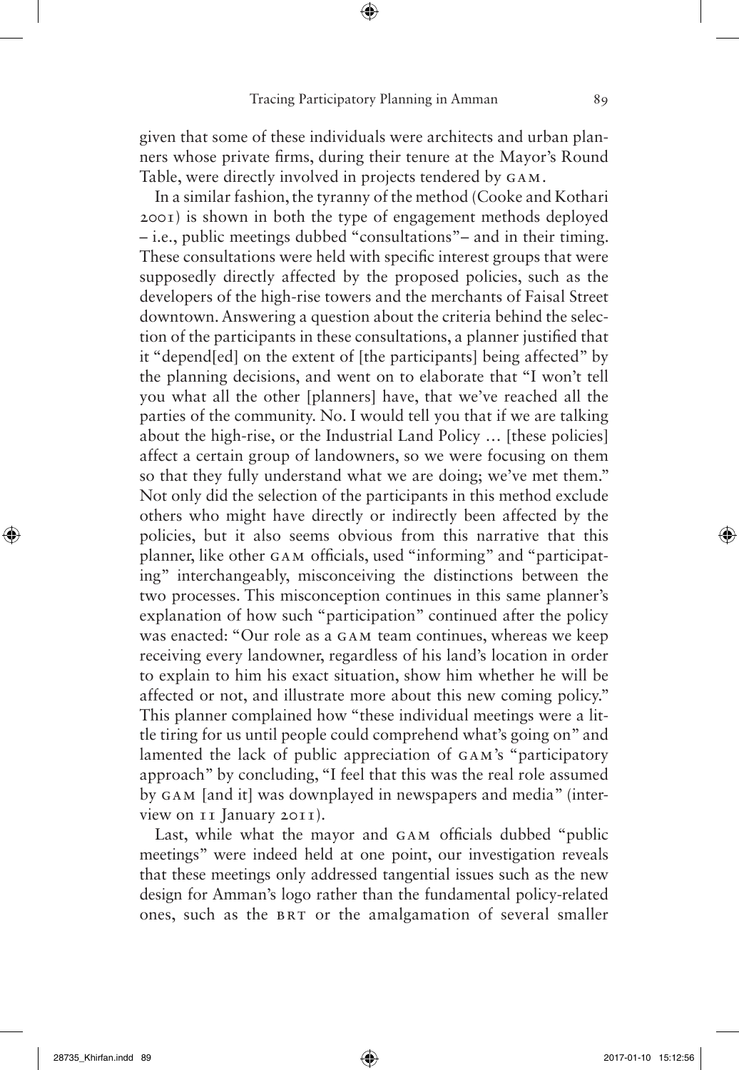given that some of these individuals were architects and urban planners whose private firms, during their tenure at the Mayor's Round Table, were directly involved in projects tendered by GAM.

In a similar fashion, the tyranny of the method (Cooke and Kothari 2001) is shown in both the type of engagement methods deployed – i.e., public meetings dubbed "consultations"– and in their timing. These consultations were held with specific interest groups that were supposedly directly affected by the proposed policies, such as the developers of the high-rise towers and the merchants of Faisal Street downtown. Answering a question about the criteria behind the selection of the participants in these consultations, a planner justified that it "depend[ed] on the extent of [the participants] being affected" by the planning decisions, and went on to elaborate that "I won't tell you what all the other [planners] have, that we've reached all the parties of the community. No. I would tell you that if we are talking about the high-rise, or the Industrial Land Policy … [these policies] affect a certain group of landowners, so we were focusing on them so that they fully understand what we are doing; we've met them." Not only did the selection of the participants in this method exclude others who might have directly or indirectly been affected by the policies, but it also seems obvious from this narrative that this planner, like other GAM officials, used "informing" and "participating" interchangeably, misconceiving the distinctions between the two processes. This misconception continues in this same planner's explanation of how such "participation" continued after the policy was enacted: "Our role as a GAM team continues, whereas we keep receiving every landowner, regardless of his land's location in order to explain to him his exact situation, show him whether he will be affected or not, and illustrate more about this new coming policy." This planner complained how "these individual meetings were a little tiring for us until people could comprehend what's going on" and lamented the lack of public appreciation of GAM's "participatory approach" by concluding, "I feel that this was the real role assumed by GAM [and it] was downplayed in newspapers and media" (interview on 11 January 2011).

Last, while what the mayor and GAM officials dubbed "public meetings" were indeed held at one point, our investigation reveals that these meetings only addressed tangential issues such as the new design for Amman's logo rather than the fundamental policy-related ones, such as the BRT or the amalgamation of several smaller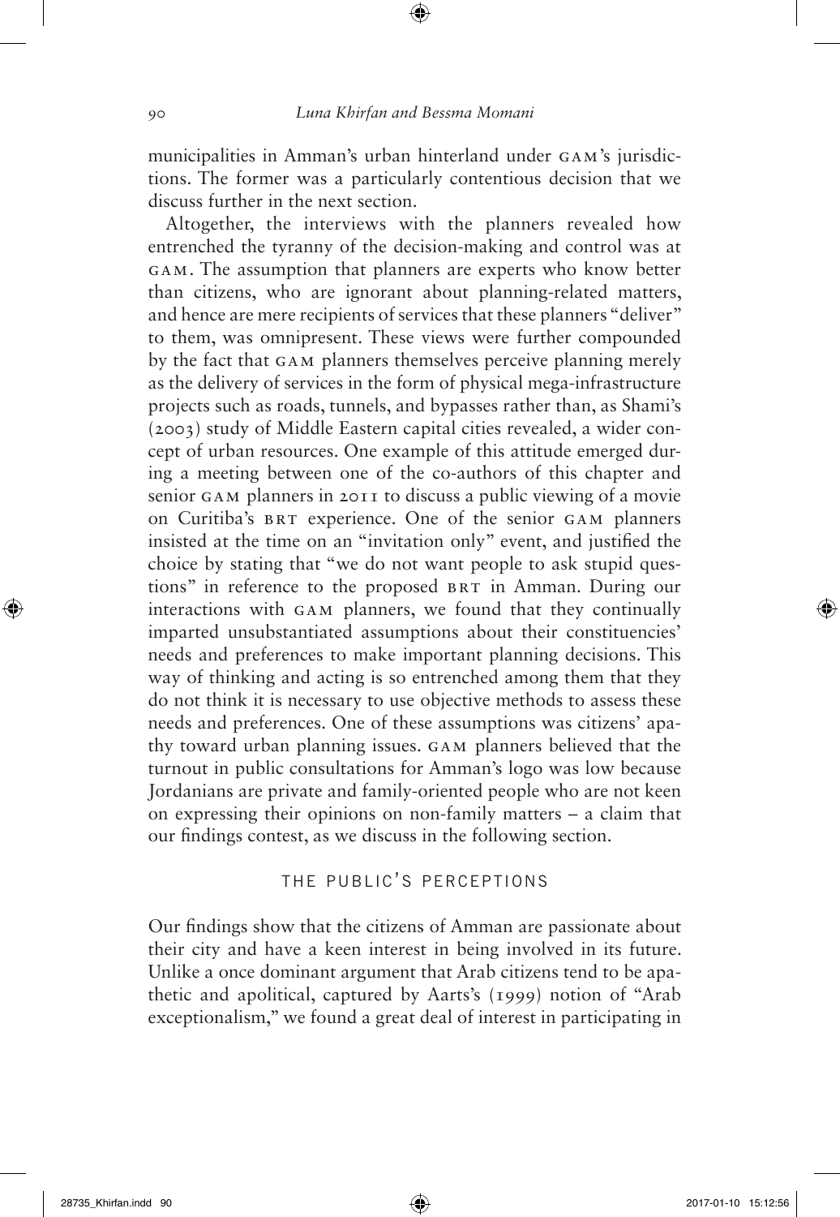municipalities in Amman's urban hinterland under GAM's jurisdictions. The former was a particularly contentious decision that we discuss further in the next section.

Altogether, the interviews with the planners revealed how entrenched the tyranny of the decision-making and control was at GAM. The assumption that planners are experts who know better than citizens, who are ignorant about planning-related matters, and hence are mere recipients of services that these planners "deliver" to them, was omnipresent. These views were further compounded by the fact that GAM planners themselves perceive planning merely as the delivery of services in the form of physical mega-infrastructure projects such as roads, tunnels, and bypasses rather than, as Shami's (2003) study of Middle Eastern capital cities revealed, a wider concept of urban resources. One example of this attitude emerged during a meeting between one of the co-authors of this chapter and senior GAM planners in 2011 to discuss a public viewing of a movie on Curitiba's BRT experience. One of the senior GAM planners insisted at the time on an "invitation only" event, and justified the choice by stating that "we do not want people to ask stupid questions" in reference to the proposed BRT in Amman. During our interactions with GAM planners, we found that they continually imparted unsubstantiated assumptions about their constituencies' needs and preferences to make important planning decisions. This way of thinking and acting is so entrenched among them that they do not think it is necessary to use objective methods to assess these needs and preferences. One of these assumptions was citizens' apathy toward urban planning issues. GAM planners believed that the turnout in public consultations for Amman's logo was low because Jordanians are private and family-oriented people who are not keen on expressing their opinions on non-family matters – a claim that our findings contest, as we discuss in the following section.

## THE PUBLIC'S PERCEPTIONS

Our findings show that the citizens of Amman are passionate about their city and have a keen interest in being involved in its future. Unlike a once dominant argument that Arab citizens tend to be apathetic and apolitical, captured by Aarts's (1999) notion of "Arab exceptionalism," we found a great deal of interest in participating in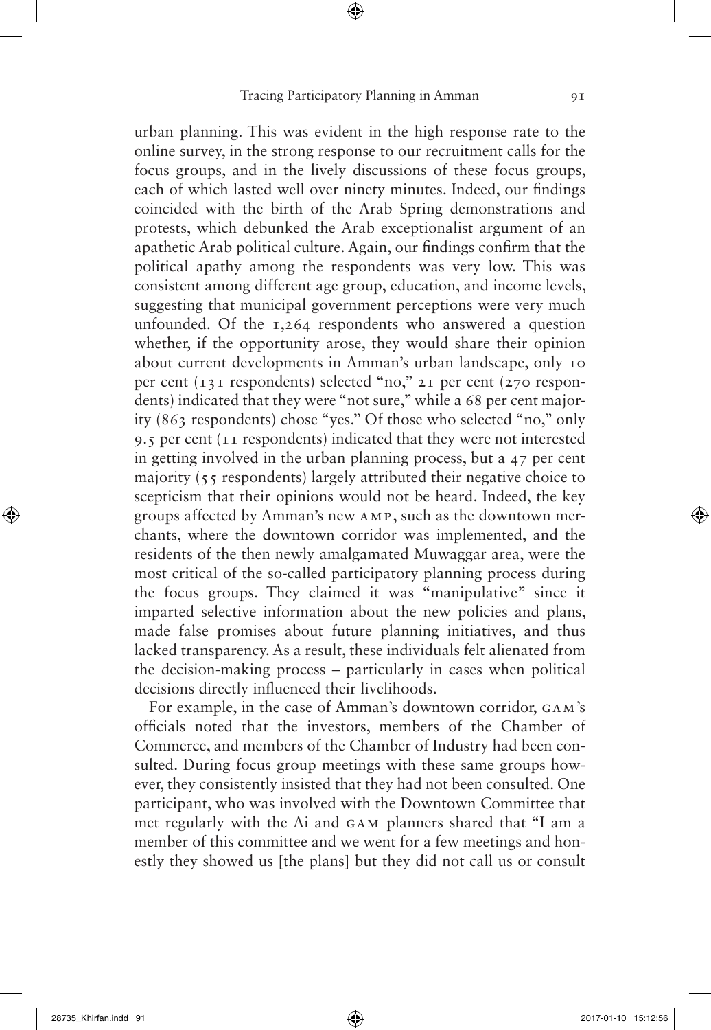urban planning. This was evident in the high response rate to the online survey, in the strong response to our recruitment calls for the focus groups, and in the lively discussions of these focus groups, each of which lasted well over ninety minutes. Indeed, our findings coincided with the birth of the Arab Spring demonstrations and protests, which debunked the Arab exceptionalist argument of an apathetic Arab political culture. Again, our findings confirm that the political apathy among the respondents was very low. This was consistent among different age group, education, and income levels, suggesting that municipal government perceptions were very much unfounded. Of the 1,264 respondents who answered a question whether, if the opportunity arose, they would share their opinion about current developments in Amman's urban landscape, only 10 per cent (131 respondents) selected "no," 21 per cent (270 respondents) indicated that they were "not sure," while a 68 per cent majority (863 respondents) chose "yes." Of those who selected "no," only 9.5 per cent (11 respondents) indicated that they were not interested in getting involved in the urban planning process, but a 47 per cent majority (55 respondents) largely attributed their negative choice to scepticism that their opinions would not be heard. Indeed, the key groups affected by Amman's new AMP, such as the downtown merchants, where the downtown corridor was implemented, and the residents of the then newly amalgamated Muwaggar area, were the most critical of the so-called participatory planning process during the focus groups. They claimed it was "manipulative" since it imparted selective information about the new policies and plans, made false promises about future planning initiatives, and thus lacked transparency. As a result, these individuals felt alienated from the decision-making process – particularly in cases when political decisions directly influenced their livelihoods.

For example, in the case of Amman's downtown corridor, GAM's officials noted that the investors, members of the Chamber of Commerce, and members of the Chamber of Industry had been consulted. During focus group meetings with these same groups however, they consistently insisted that they had not been consulted. One participant, who was involved with the Downtown Committee that met regularly with the Ai and GAM planners shared that "I am a member of this committee and we went for a few meetings and honestly they showed us [the plans] but they did not call us or consult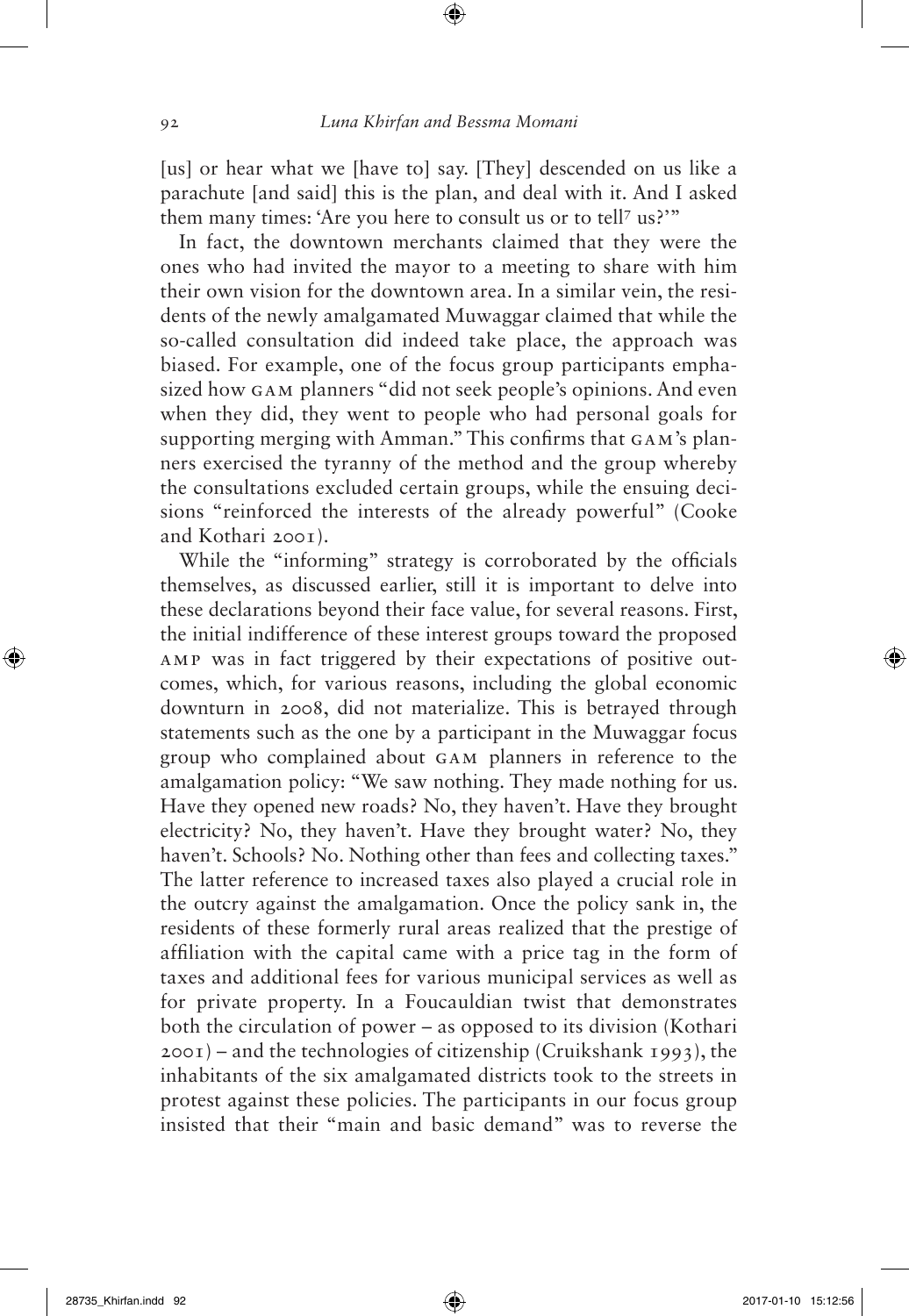[us] or hear what we [have to] say. [They] descended on us like a parachute [and said] this is the plan, and deal with it. And I asked them many times: 'Are you here to consult us or to tell[7] us?'"

In fact, the downtown merchants claimed that they were the ones who had invited the mayor to a meeting to share with him their own vision for the downtown area. In a similar vein, the residents of the newly amalgamated Muwaggar claimed that while the so-called consultation did indeed take place, the approach was biased. For example, one of the focus group participants emphasized how GAM planners "did not seek people's opinions. And even when they did, they went to people who had personal goals for supporting merging with Amman." This confirms that GAM's planners exercised the tyranny of the method and the group whereby the consultations excluded certain groups, while the ensuing decisions "reinforced the interests of the already powerful" (Cooke and Kothari 2001).

While the "informing" strategy is corroborated by the officials themselves, as discussed earlier, still it is important to delve into these declarations beyond their face value, for several reasons. First, the initial indifference of these interest groups toward the proposed AMP was in fact triggered by their expectations of positive outcomes, which, for various reasons, including the global economic downturn in 2008, did not materialize. This is betrayed through statements such as the one by a participant in the Muwaggar focus group who complained about GAM planners in reference to the amalgamation policy: "We saw nothing. They made nothing for us. Have they opened new roads? No, they haven't. Have they brought electricity? No, they haven't. Have they brought water? No, they haven't. Schools? No. Nothing other than fees and collecting taxes." The latter reference to increased taxes also played a crucial role in the outcry against the amalgamation. Once the policy sank in, the residents of these formerly rural areas realized that the prestige of affiliation with the capital came with a price tag in the form of taxes and additional fees for various municipal services as well as for private property. In a Foucauldian twist that demonstrates both the circulation of power – as opposed to its division (Kothari 2001) – and the technologies of citizenship (Cruikshank 1993), the inhabitants of the six amalgamated districts took to the streets in protest against these policies. The participants in our focus group insisted that their "main and basic demand" was to reverse the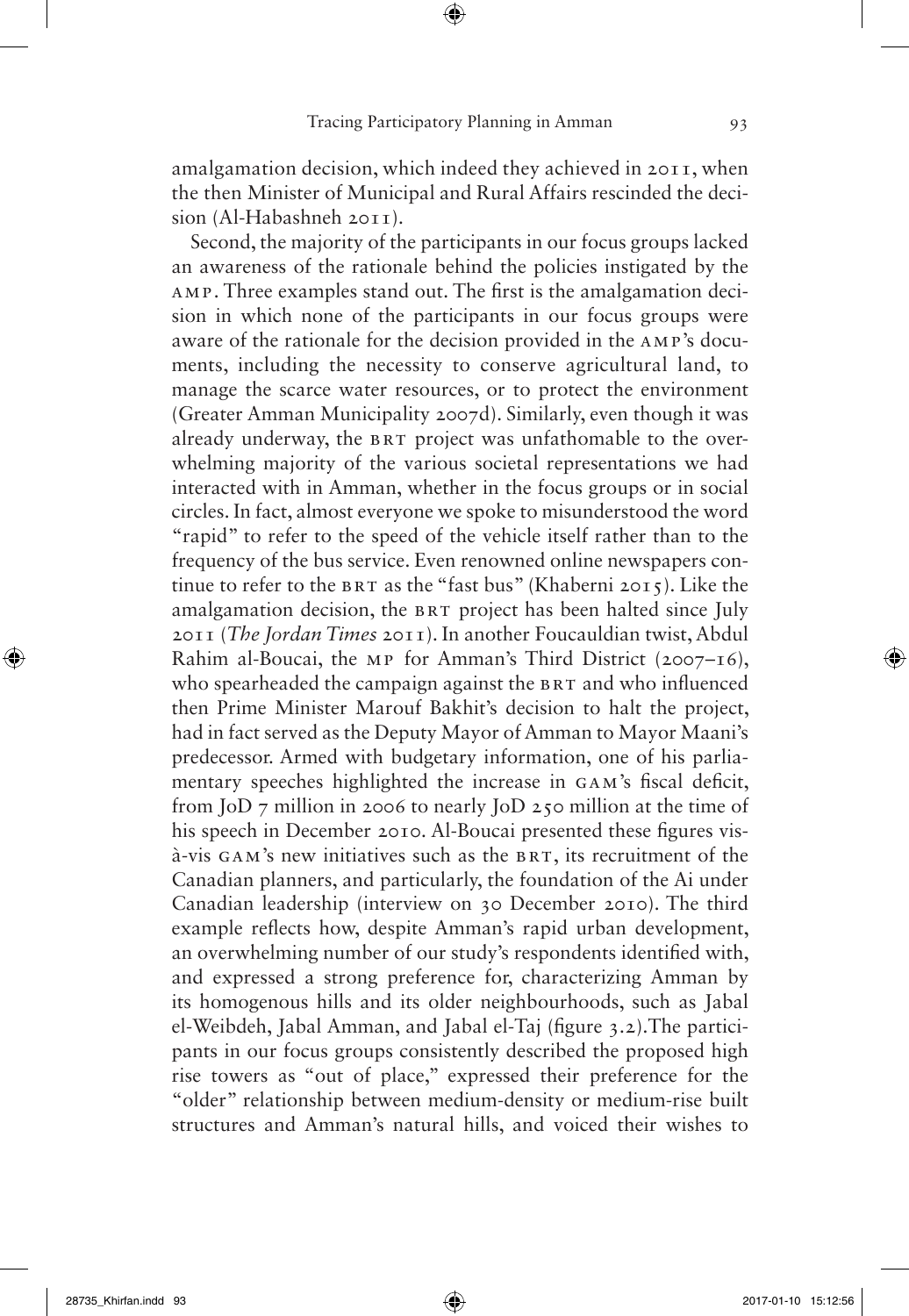amalgamation decision, which indeed they achieved in 2011, when the then Minister of Municipal and Rural Affairs rescinded the decision (Al-Habashneh 2011).

Second, the majority of the participants in our focus groups lacked an awareness of the rationale behind the policies instigated by the AMP. Three examples stand out. The first is the amalgamation decision in which none of the participants in our focus groups were aware of the rationale for the decision provided in the AMP's documents, including the necessity to conserve agricultural land, to manage the scarce water resources, or to protect the environment (Greater Amman Municipality 2007d). Similarly, even though it was already underway, the BRT project was unfathomable to the overwhelming majority of the various societal representations we had interacted with in Amman, whether in the focus groups or in social circles. In fact, almost everyone we spoke to misunderstood the word "rapid" to refer to the speed of the vehicle itself rather than to the frequency of the bus service. Even renowned online newspapers continue to refer to the BRT as the "fast bus" (Khaberni 2015). Like the amalgamation decision, the BRT project has been halted since July 2011 (*The Jordan Times* 2011). In another Foucauldian twist, Abdul Rahim al-Boucai, the MP for Amman's Third District (2007–16), who spearheaded the campaign against the BRT and who influenced then Prime Minister Marouf Bakhit's decision to halt the project, had in fact served as the Deputy Mayor of Amman to Mayor Maani's predecessor. Armed with budgetary information, one of his parliamentary speeches highlighted the increase in GAM's fiscal deficit, from JoD 7 million in 2006 to nearly JoD 250 million at the time of his speech in December 2010. Al-Boucai presented these figures vis-à-vis GAM's new initiatives such as the BRT, its recruitment of the Canadian planners, and particularly, the foundation of the Ai under Canadian leadership (interview on 30 December 2010). The third example reflects how, despite Amman's rapid urban development, an overwhelming number of our study's respondents identified with, and expressed a strong preference for, characterizing Amman by its homogenous hills and its older neighbourhoods, such as Jabal el-Weibdeh, Jabal Amman, and Jabal el-Taj (figure 3.2). The participants in our focus groups consistently described the proposed high rise towers as "out of place," expressed their preference for the "older" relationship between medium-density or medium-rise built structures and Amman's natural hills, and voiced their wishes to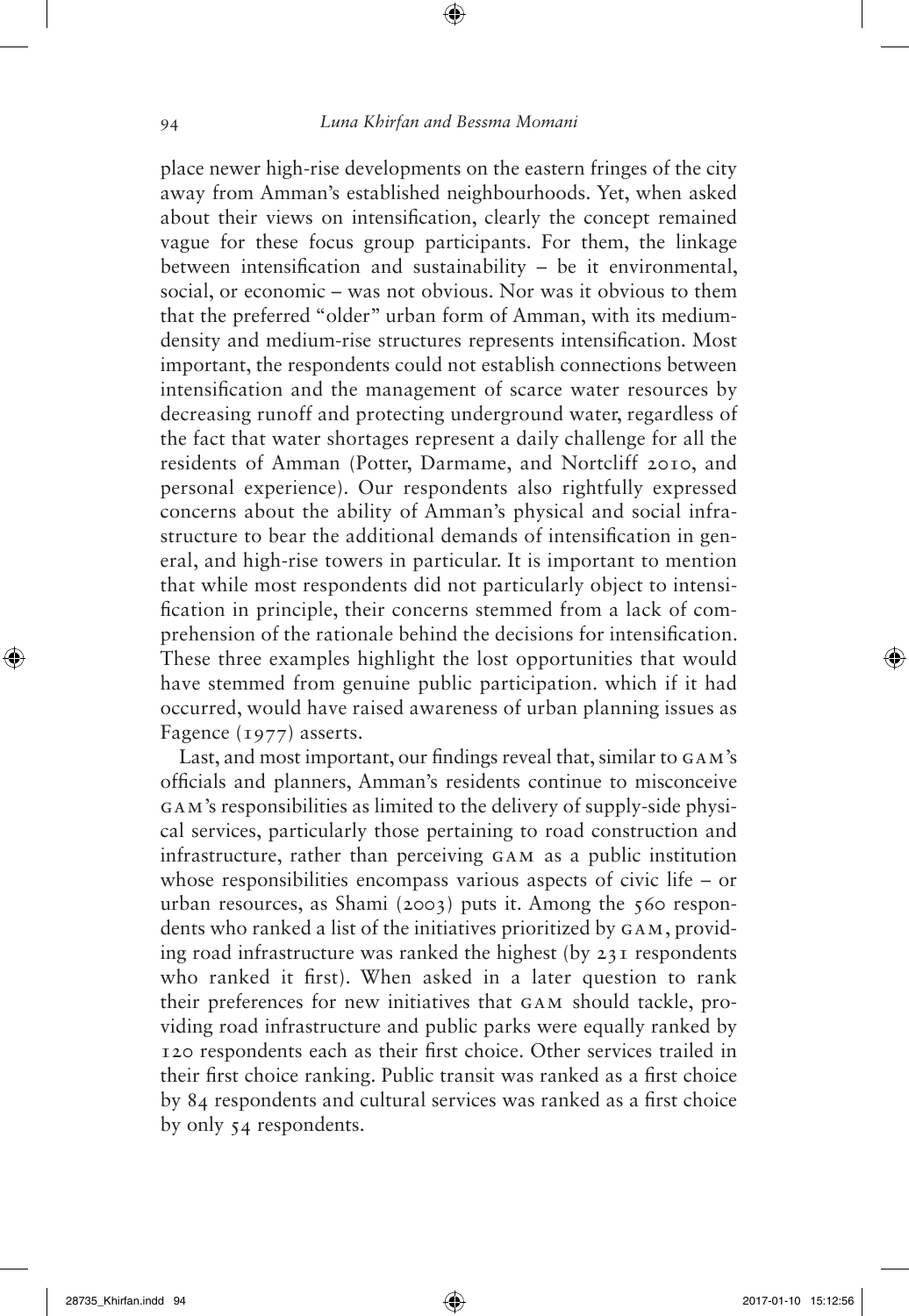place newer high-rise developments on the eastern fringes of the city away from Amman's established neighbourhoods. Yet, when asked about their views on intensification, clearly the concept remained vague for these focus group participants. For them, the linkage between intensification and sustainability – be it environmental, social, or economic – was not obvious. Nor was it obvious to them that the preferred "older" urban form of Amman, with its medium-density and medium-rise structures represents intensification. Most important, the respondents could not establish connections between intensification and the management of scarce water resources by decreasing runoff and protecting underground water, regardless of the fact that water shortages represent a daily challenge for all the residents of Amman (Potter, Darmame, and Nortcliff 2010, and personal experience). Our respondents also rightfully expressed concerns about the ability of Amman's physical and social infrastructure to bear the additional demands of intensification in general, and high-rise towers in particular. It is important to mention that while most respondents did not particularly object to intensification in principle, their concerns stemmed from a lack of comprehension of the rationale behind the decisions for intensification. These three examples highlight the lost opportunities that would have stemmed from genuine public participation. which if it had occurred, would have raised awareness of urban planning issues as Fagence (1977) asserts.

Last, and most important, our findings reveal that, similar to GAM's officials and planners, Amman's residents continue to misconceive GAM's responsibilities as limited to the delivery of supply-side physical services, particularly those pertaining to road construction and infrastructure, rather than perceiving GAM as a public institution whose responsibilities encompass various aspects of civic life – or urban resources, as Shami (2003) puts it. Among the 560 respondents who ranked a list of the initiatives prioritized by GAM, providing road infrastructure was ranked the highest (by 231 respondents who ranked it first). When asked in a later question to rank their preferences for new initiatives that GAM should tackle, providing road infrastructure and public parks were equally ranked by 120 respondents each as their first choice. Other services trailed in their first choice ranking. Public transit was ranked as a first choice by 84 respondents and cultural services was ranked as a first choice by only 54 respondents.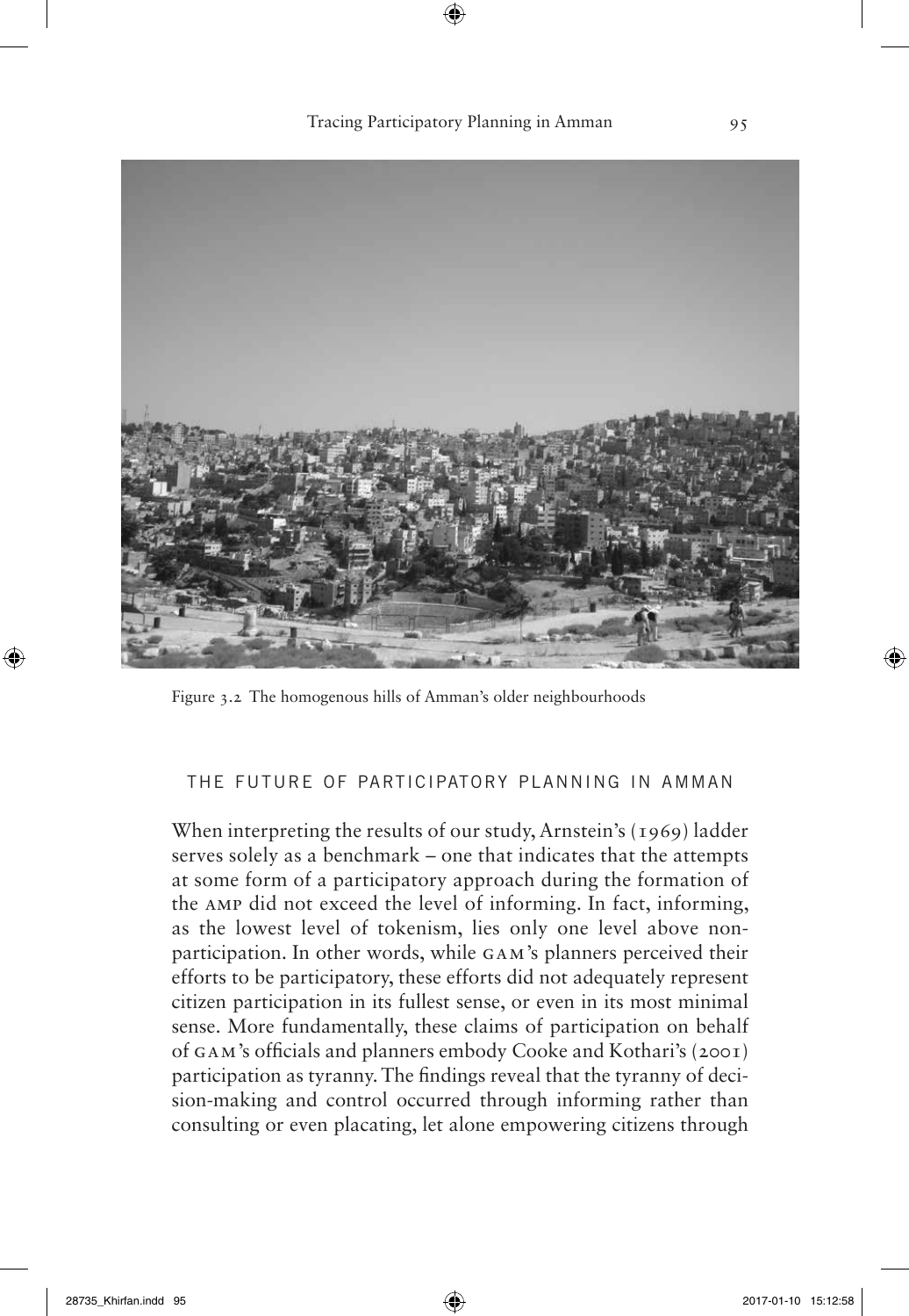Figure 3.2 The homogenous hills of Amman's older neighbourhoods

## THE FUTURE OF PARTICIPATORY PLANNING IN AMMAN

When interpreting the results of our study, Arnstein's (1969) ladder serves solely as a benchmark – one that indicates that the attempts at some form of a participatory approach during the formation of the AMP did not exceed the level of informing. In fact, informing, as the lowest level of tokenism, lies only one level above non-participation. In other words, while GAM's planners perceived their efforts to be participatory, these efforts did not adequately represent citizen participation in its fullest sense, or even in its most minimal sense. More fundamentally, these claims of participation on behalf of GAM's officials and planners embody Cooke and Kothari's (2001) participation as tyranny. The findings reveal that the tyranny of decision-making and control occurred through informing rather than consulting or even placating, let alone empowering citizens through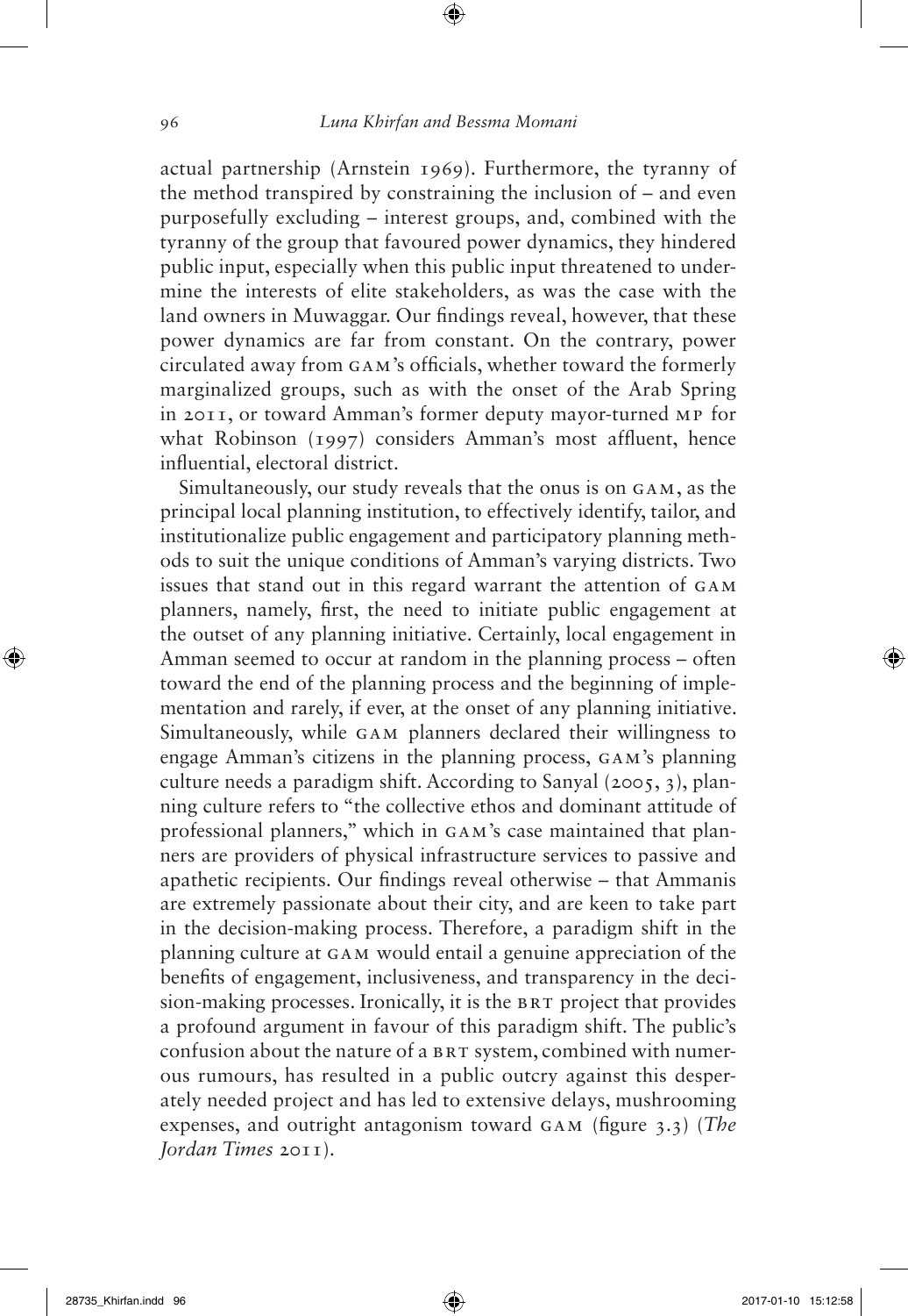actual partnership (Arnstein 1969). Furthermore, the tyranny of the method transpired by constraining the inclusion of – and even purposefully excluding – interest groups, and, combined with the tyranny of the group that favoured power dynamics, they hindered public input, especially when this public input threatened to undermine the interests of elite stakeholders, as was the case with the land owners in Muwaggar. Our findings reveal, however, that these power dynamics are far from constant. On the contrary, power circulated away from GAM's officials, whether toward the formerly marginalized groups, such as with the onset of the Arab Spring in 2011, or toward Amman's former deputy mayor-turned MP for what Robinson (1997) considers Amman's most affluent, hence influential, electoral district.

Simultaneously, our study reveals that the onus is on GAM, as the principal local planning institution, to effectively identify, tailor, and institutionalize public engagement and participatory planning methods to suit the unique conditions of Amman's varying districts. Two issues that stand out in this regard warrant the attention of GAM planners, namely, first, the need to initiate public engagement at the outset of any planning initiative. Certainly, local engagement in Amman seemed to occur at random in the planning process – often toward the end of the planning process and the beginning of implementation and rarely, if ever, at the onset of any planning initiative. Simultaneously, while GAM planners declared their willingness to engage Amman's citizens in the planning process, GAM's planning culture needs a paradigm shift. According to Sanyal (2005, 3), planning culture refers to "the collective ethos and dominant attitude of professional planners," which in GAM's case maintained that planners are providers of physical infrastructure services to passive and apathetic recipients. Our findings reveal otherwise – that Ammanis are extremely passionate about their city, and are keen to take part in the decision-making process. Therefore, a paradigm shift in the planning culture at GAM would entail a genuine appreciation of the benefits of engagement, inclusiveness, and transparency in the decision-making processes. Ironically, it is the BRT project that provides a profound argument in favour of this paradigm shift. The public's confusion about the nature of a BRT system, combined with numerous rumours, has resulted in a public outcry against this desperately needed project and has led to extensive delays, mushrooming expenses, and outright antagonism toward GAM (figure 3.3) (*The Jordan Times* 2011).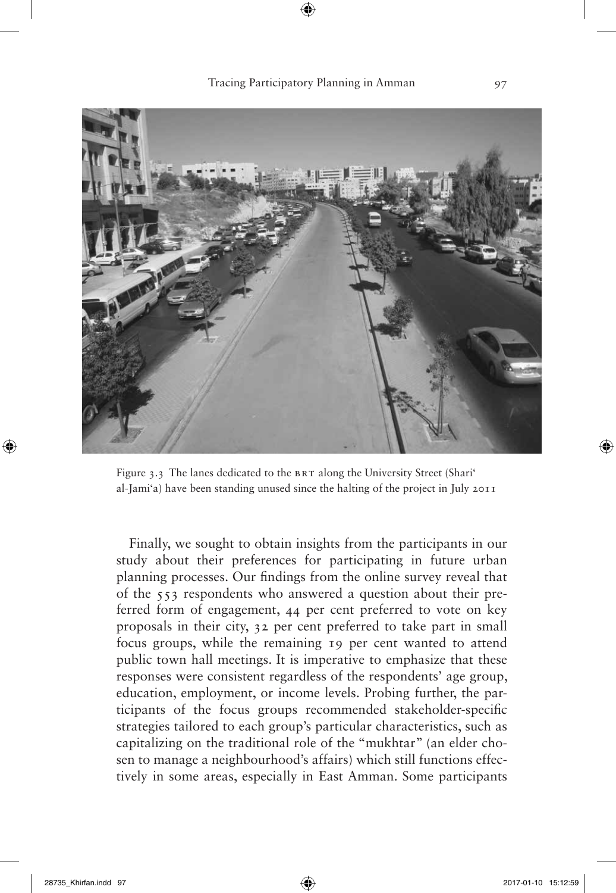Figure 3.3 The lanes dedicated to the BRT along the University Street (Shari' al-Jami'a) have been standing unused since the halting of the project in July 2011

Finally, we sought to obtain insights from the participants in our study about their preferences for participating in future urban planning processes. Our findings from the online survey reveal that of the 553 respondents who answered a question about their preferred form of engagement, 44 per cent preferred to vote on key proposals in their city, 32 per cent preferred to take part in small focus groups, while the remaining 19 per cent wanted to attend public town hall meetings. It is imperative to emphasize that these responses were consistent regardless of the respondents' age group, education, employment, or income levels. Probing further, the participants of the focus groups recommended stakeholder-specific strategies tailored to each group's particular characteristics, such as capitalizing on the traditional role of the "mukhtar" (an elder chosen to manage a neighbourhood's affairs) which still functions effectively in some areas, especially in East Amman. Some participants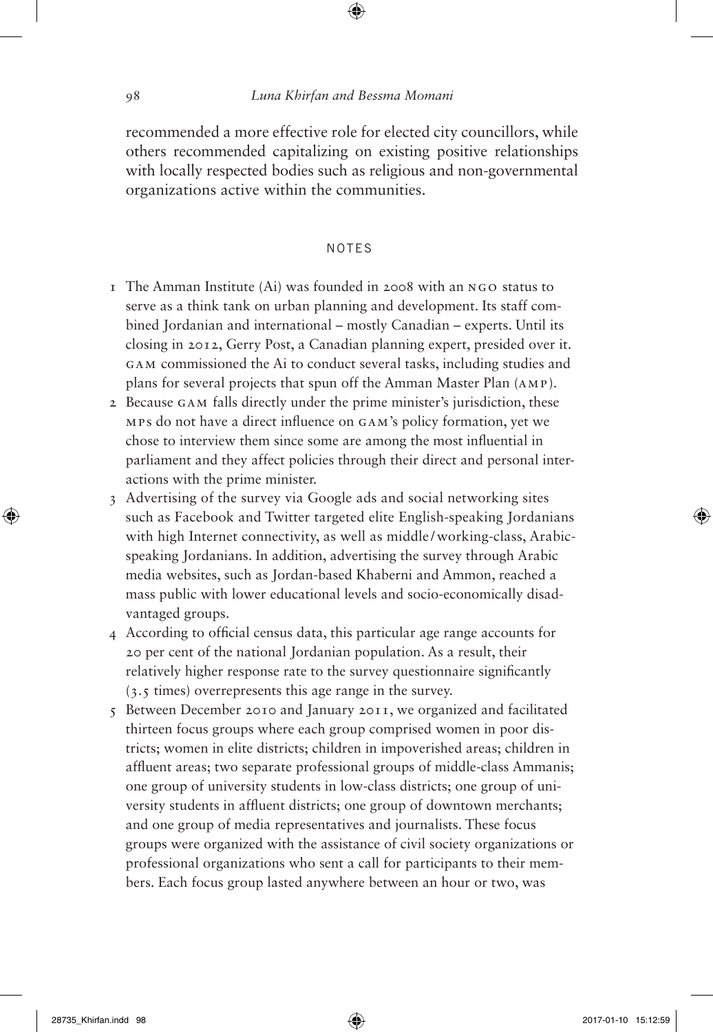recommended a more effective role for elected city councillors, while others recommended capitalizing on existing positive relationships with locally respected bodies such as religious and non-governmental organizations active within the communities.

## NOTES

1. The Amman Institute (Ai) was founded in 2008 with an NGO status to serve as a think tank on urban planning and development. Its staff combined Jordanian and international – mostly Canadian – experts. Until its closing in 2012, Gerry Post, a Canadian planning expert, presided over it. GAM commissioned the Ai to conduct several tasks, including studies and plans for several projects that spun off the Amman Master Plan (AMP).
2. Because GAM falls directly under the prime minister's jurisdiction, these MPs do not have a direct influence on GAM's policy formation, yet we chose to interview them since some are among the most influential in parliament and they affect policies through their direct and personal interactions with the prime minister.
3. Advertising of the survey via Google ads and social networking sites such as Facebook and Twitter targeted elite English-speaking Jordanians with high Internet connectivity, as well as middle/working-class, Arabic-speaking Jordanians. In addition, advertising the survey through Arabic media websites, such as Jordan-based Khaberni and Ammon, reached a mass public with lower educational levels and socio-economically disadvantaged groups.
4. According to official census data, this particular age range accounts for 20 per cent of the national Jordanian population. As a result, their relatively higher response rate to the survey questionnaire significantly (3.5 times) overrepresents this age range in the survey.
5. Between December 2010 and January 2011, we organized and facilitated thirteen focus groups where each group comprised women in poor districts; women in elite districts; children in impoverished areas; children in affluent areas; two separate professional groups of middle-class Ammanis; one group of university students in low-class districts; one group of university students in affluent districts; one group of downtown merchants; and one group of media representatives and journalists. These focus groups were organized with the assistance of civil society organizations or professional organizations who sent a call for participants to their members. Each focus group lasted anywhere between an hour or two, was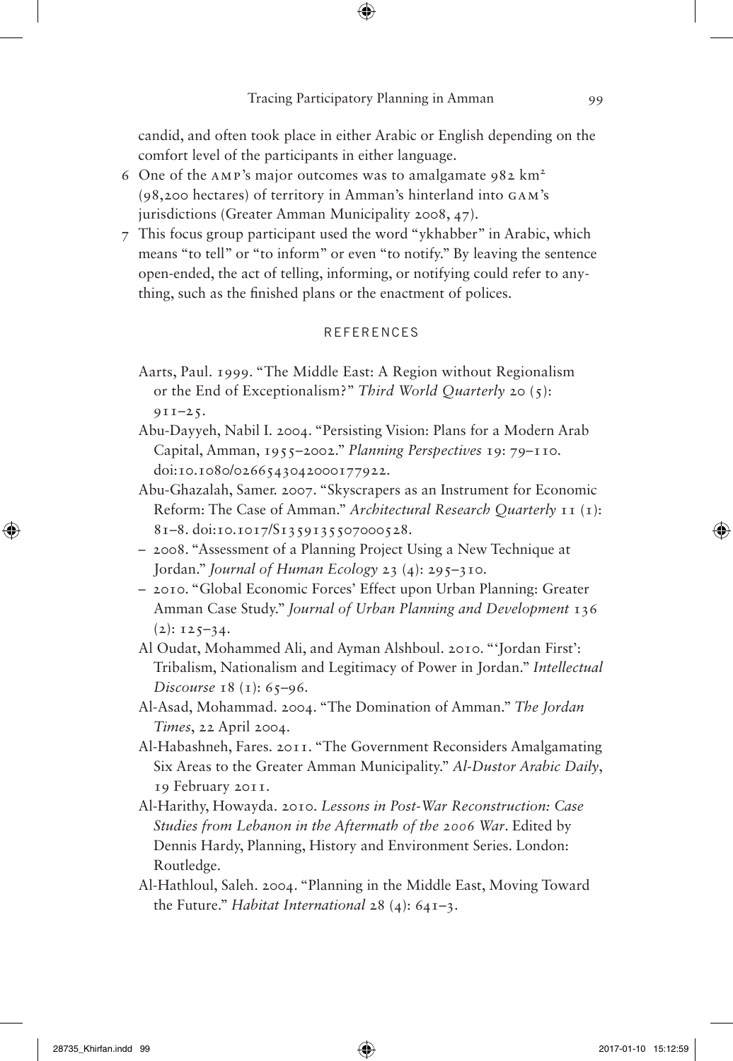candid, and often took place in either Arabic or English depending on the comfort level of the participants in either language.

6 One of the AMP's major outcomes was to amalgamate 982 km² (98,200 hectares) of territory in Amman's hinterland into GAM's jurisdictions (Greater Amman Municipality 2008, 47).

7 This focus group participant used the word "ykhabber" in Arabic, which means "to tell" or "to inform" or even "to notify." By leaving the sentence open-ended, the act of telling, informing, or notifying could refer to anything, such as the finished plans or the enactment of polices.

## REFERENCES

Aarts, Paul. 1999. "The Middle East: A Region without Regionalism or the End of Exceptionalism?" *Third World Quarterly* 20 (5): 911–25.

Abu-Dayyeh, Nabil I. 2004. "Persisting Vision: Plans for a Modern Arab Capital, Amman, 1955–2002." *Planning Perspectives* 19: 79–110. doi:10.1080/0266543042000177922.

Abu-Ghazalah, Samer. 2007. "Skyscrapers as an Instrument for Economic Reform: The Case of Amman." *Architectural Research Quarterly* 11 (1): 81–8. doi:10.1017/S1359135507000528.

– 2008. "Assessment of a Planning Project Using a New Technique at Jordan." *Journal of Human Ecology* 23 (4): 295–310.

– 2010. "Global Economic Forces' Effect upon Urban Planning: Greater Amman Case Study." *Journal of Urban Planning and Development* 136 (2): 125–34.

Al Oudat, Mohammed Ali, and Ayman Alshboul. 2010. "'Jordan First': Tribalism, Nationalism and Legitimacy of Power in Jordan." *Intellectual Discourse* 18 (1): 65–96.

Al-Asad, Mohammad. 2004. "The Domination of Amman." *The Jordan Times*, 22 April 2004.

Al-Habashneh, Fares. 2011. "The Government Reconsiders Amalgamating Six Areas to the Greater Amman Municipality." *Al-Dustor Arabic Daily*, 19 February 2011.

Al-Harithy, Howayda. 2010. *Lessons in Post-War Reconstruction: Case Studies from Lebanon in the Aftermath of the 2006 War*. Edited by Dennis Hardy, Planning, History and Environment Series. London: Routledge.

Al-Hathloul, Saleh. 2004. "Planning in the Middle East, Moving Toward the Future." *Habitat International* 28 (4): 641–3.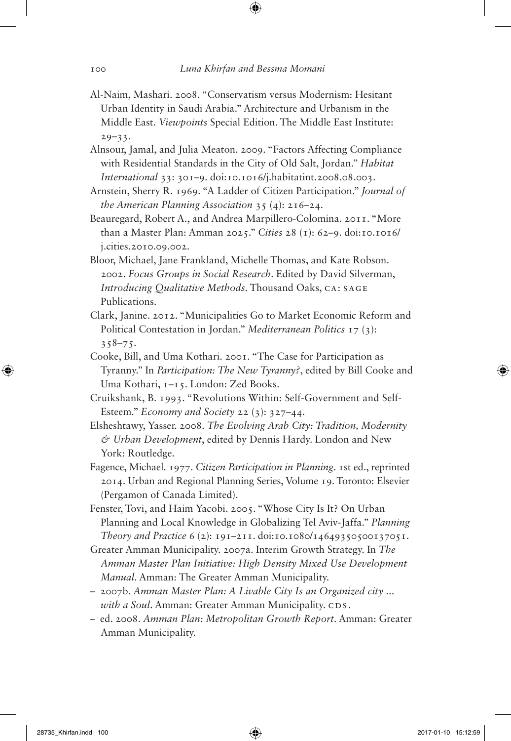Al-Naim, Mashari. 2008. "Conservatism versus Modernism: Hesitant Urban Identity in Saudi Arabia." Architecture and Urbanism in the Middle East. *Viewpoints* Special Edition. The Middle East Institute: 29–33.

Alnsour, Jamal, and Julia Meaton. 2009. "Factors Affecting Compliance with Residential Standards in the City of Old Salt, Jordan." *Habitat International* 33: 301–9. doi:10.1016/j.habitatint.2008.08.003.

Arnstein, Sherry R. 1969. "A Ladder of Citizen Participation." *Journal of the American Planning Association* 35 (4): 216–24.

Beauregard, Robert A., and Andrea Marpillero-Colomina. 2011. "More than a Master Plan: Amman 2025." *Cities* 28 (1): 62–9. doi:10.1016/j.cities.2010.09.002.

Bloor, Michael, Jane Frankland, Michelle Thomas, and Kate Robson. 2002. *Focus Groups in Social Research*. Edited by David Silverman, *Introducing Qualitative Methods*. Thousand Oaks, CA: SAGE Publications.

Clark, Janine. 2012. "Municipalities Go to Market Economic Reform and Political Contestation in Jordan." *Mediterranean Politics* 17 (3): 358–75.

Cooke, Bill, and Uma Kothari. 2001. "The Case for Participation as Tyranny." In *Participation: The New Tyranny?*, edited by Bill Cooke and Uma Kothari, 1–15. London: Zed Books.

Cruikshank, B. 1993. "Revolutions Within: Self-Government and Self-Esteem." *Economy and Society* 22 (3): 327–44.

Elsheshtawy, Yasser. 2008. *The Evolving Arab City: Tradition, Modernity & Urban Development*, edited by Dennis Hardy. London and New York: Routledge.

Fagence, Michael. 1977. *Citizen Participation in Planning*. 1st ed., reprinted 2014. Urban and Regional Planning Series, Volume 19. Toronto: Elsevier (Pergamon of Canada Limited).

Fenster, Tovi, and Haim Yacobi. 2005. "Whose City Is It? On Urban Planning and Local Knowledge in Globalizing Tel Aviv-Jaffa." *Planning Theory and Practice* 6 (2): 191–211. doi:10.1080/14649350500137051.

Greater Amman Municipality. 2007a. Interim Growth Strategy. In *The Amman Master Plan Initiative: High Density Mixed Use Development Manual*. Amman: The Greater Amman Municipality.

– 2007b. *Amman Master Plan: A Livable City Is an Organized city … with a Soul*. Amman: Greater Amman Municipality. CDS.

– ed. 2008. *Amman Plan: Metropolitan Growth Report*. Amman: Greater Amman Municipality.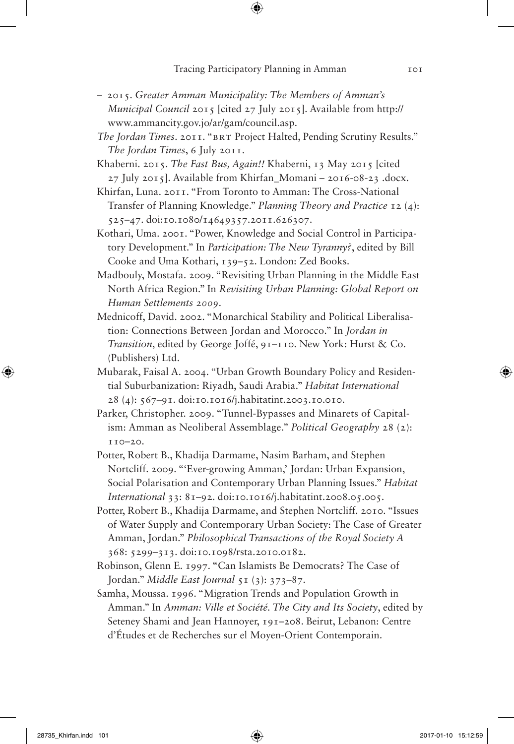– 2015. *Greater Amman Municipality: The Members of Amman's Municipal Council* 2015 [cited 27 July 2015]. Available from http://www.ammancity.gov.jo/ar/gam/council.asp.

*The Jordan Times*. 2011. "BRT Project Halted, Pending Scrutiny Results." *The Jordan Times*, 6 July 2011.

Khaberni. 2015. *The Fast Bus, Again!!* Khaberni, 13 May 2015 [cited 27 July 2015]. Available from Khirfan_Momani – 2016-08-23 .docx.

Khirfan, Luna. 2011. "From Toronto to Amman: The Cross-National Transfer of Planning Knowledge." *Planning Theory and Practice* 12 (4): 525–47. doi:10.1080/14649357.2011.626307.

Kothari, Uma. 2001. "Power, Knowledge and Social Control in Participatory Development." In *Participation: The New Tyranny?*, edited by Bill Cooke and Uma Kothari, 139–52. London: Zed Books.

Madbouly, Mostafa. 2009. "Revisiting Urban Planning in the Middle East North Africa Region." In *Revisiting Urban Planning: Global Report on Human Settlements 2009*.

Mednicoff, David. 2002. "Monarchical Stability and Political Liberalisation: Connections Between Jordan and Morocco." In *Jordan in Transition*, edited by George Joffé, 91–110. New York: Hurst & Co. (Publishers) Ltd.

Mubarak, Faisal A. 2004. "Urban Growth Boundary Policy and Residential Suburbanization: Riyadh, Saudi Arabia." *Habitat International* 28 (4): 567–91. doi:10.1016/j.habitatint.2003.10.010.

Parker, Christopher. 2009. "Tunnel-Bypasses and Minarets of Capitalism: Amman as Neoliberal Assemblage." *Political Geography* 28 (2): 110–20.

Potter, Robert B., Khadija Darmame, Nasim Barham, and Stephen Nortcliff. 2009. "'Ever-growing Amman,' Jordan: Urban Expansion, Social Polarisation and Contemporary Urban Planning Issues." *Habitat International* 33: 81–92. doi:10.1016/j.habitatint.2008.05.005.

Potter, Robert B., Khadija Darmame, and Stephen Nortcliff. 2010. "Issues of Water Supply and Contemporary Urban Society: The Case of Greater Amman, Jordan." *Philosophical Transactions of the Royal Society A* 368: 5299–313. doi:10.1098/rsta.2010.0182.

Robinson, Glenn E. 1997. "Can Islamists Be Democrats? The Case of Jordan." *Middle East Journal* 51 (3): 373–87.

Samha, Moussa. 1996. "Migration Trends and Population Growth in Amman." In *Amman: Ville et Société. The City and Its Society*, edited by Seteney Shami and Jean Hannoyer, 191–208. Beirut, Lebanon: Centre d'Études et de Recherches sur el Moyen-Orient Contemporain.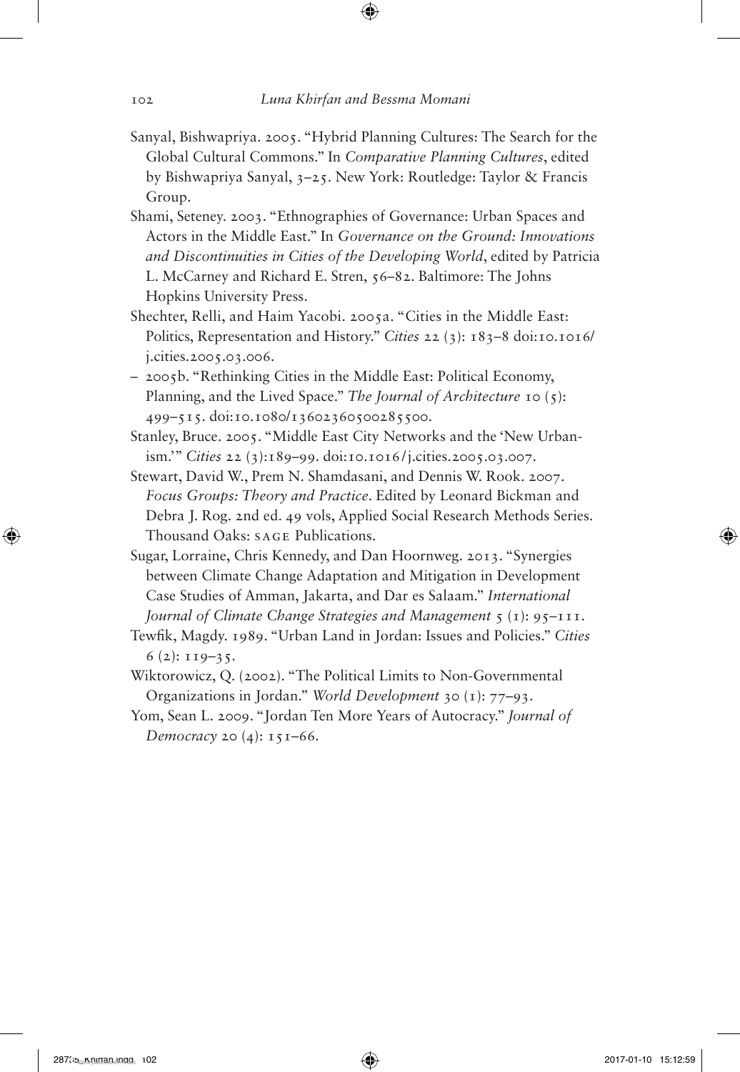Sanyal, Bishwapriya. 2005. "Hybrid Planning Cultures: The Search for the Global Cultural Commons." In *Comparative Planning Cultures*, edited by Bishwapriya Sanyal, 3–25. New York: Routledge: Taylor & Francis Group.

Shami, Seteney. 2003. "Ethnographies of Governance: Urban Spaces and Actors in the Middle East." In *Governance on the Ground: Innovations and Discontinuities in Cities of the Developing World*, edited by Patricia L. McCarney and Richard E. Stren, 56–82. Baltimore: The Johns Hopkins University Press.

Shechter, Relli, and Haim Yacobi. 2005a. "Cities in the Middle East: Politics, Representation and History." *Cities* 22 (3): 183–8 doi:10.1016/j.cities.2005.03.006.

– 2005b. "Rethinking Cities in the Middle East: Political Economy, Planning, and the Lived Space." *The Journal of Architecture* 10 (5): 499–515. doi:10.1080/13602360500285500.

Stanley, Bruce. 2005. "Middle East City Networks and the 'New Urbanism.'" *Cities* 22 (3):189–99. doi:10.1016/j.cities.2005.03.007.

Stewart, David W., Prem N. Shamdasani, and Dennis W. Rook. 2007. *Focus Groups: Theory and Practice*. Edited by Leonard Bickman and Debra J. Rog. 2nd ed. 49 vols, Applied Social Research Methods Series. Thousand Oaks: SAGE Publications.

Sugar, Lorraine, Chris Kennedy, and Dan Hoornweg. 2013. "Synergies between Climate Change Adaptation and Mitigation in Development Case Studies of Amman, Jakarta, and Dar es Salaam." *International Journal of Climate Change Strategies and Management* 5 (1): 95–111.

Tewfik, Magdy. 1989. "Urban Land in Jordan: Issues and Policies." *Cities* 6 (2): 119–35.

Wiktorowicz, Q. (2002). "The Political Limits to Non-Governmental Organizations in Jordan." *World Development* 30 (1): 77–93.

Yom, Sean L. 2009. "Jordan Ten More Years of Autocracy." *Journal of Democracy* 20 (4): 151–66.